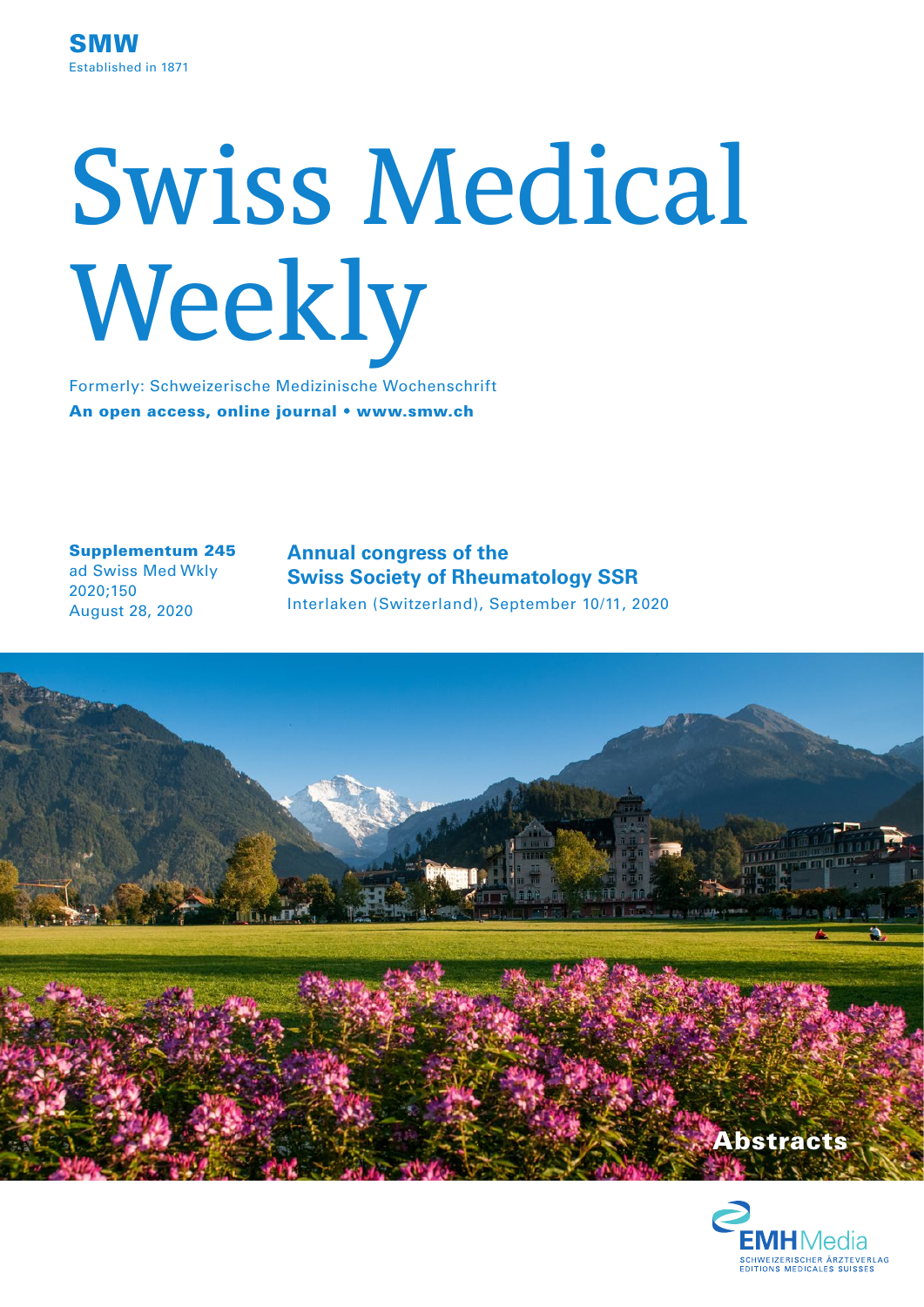**SMW**
Established in 1871

# Swiss Medical Weekly

Formerly: Schweizerische Medizinische Wochenschrift

**An open access, online journal • www.smw.ch**

**Supplementum 245**
ad Swiss Med Wkly
2020;150
August 28, 2020

## Annual congress of the Swiss Society of Rheumatology SSR

Interlaken (Switzerland), September 10/11, 2020

**Abstracts**

EMH Media
SCHWEIZERISCHER ÄRZTEVERLAG
EDITIONS MEDICALES SUISSES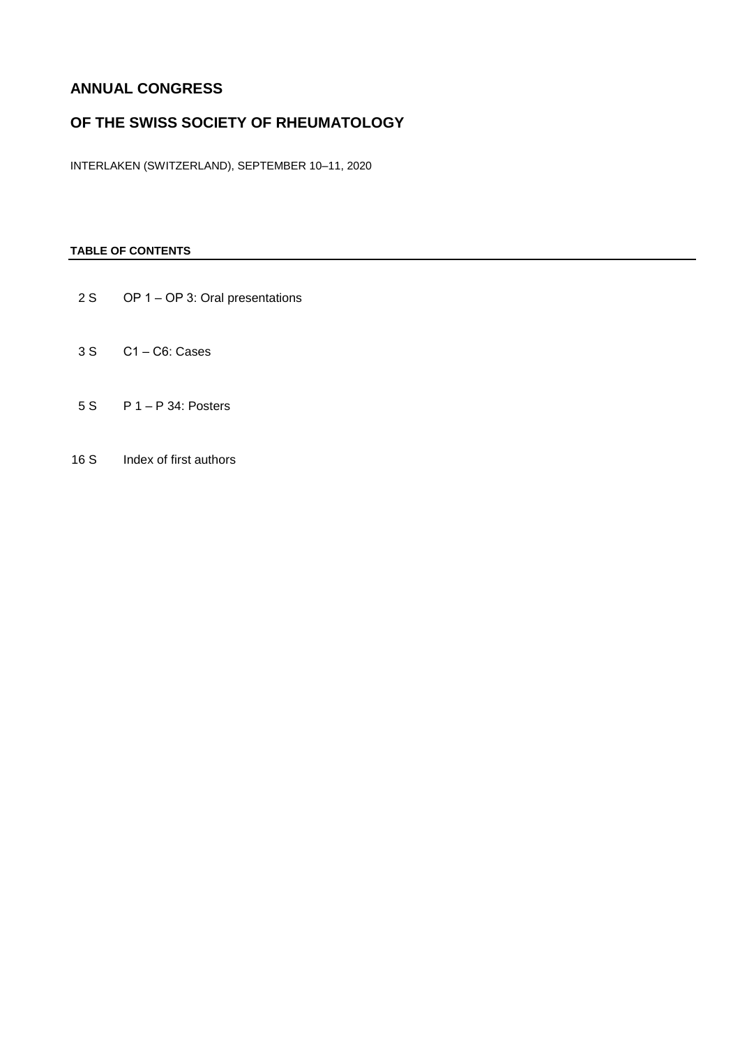# ANNUAL CONGRESS

# OF THE SWISS SOCIETY OF RHEUMATOLOGY

INTERLAKEN (SWITZERLAND), SEPTEMBER 10–11, 2020

**TABLE OF CONTENTS**

| | |
|---|---|
| 2 S | OP 1 – OP 3: Oral presentations |
| 3 S | C1 – C6: Cases |
| 5 S | P 1 – P 34: Posters |
| 16 S | Index of first authors |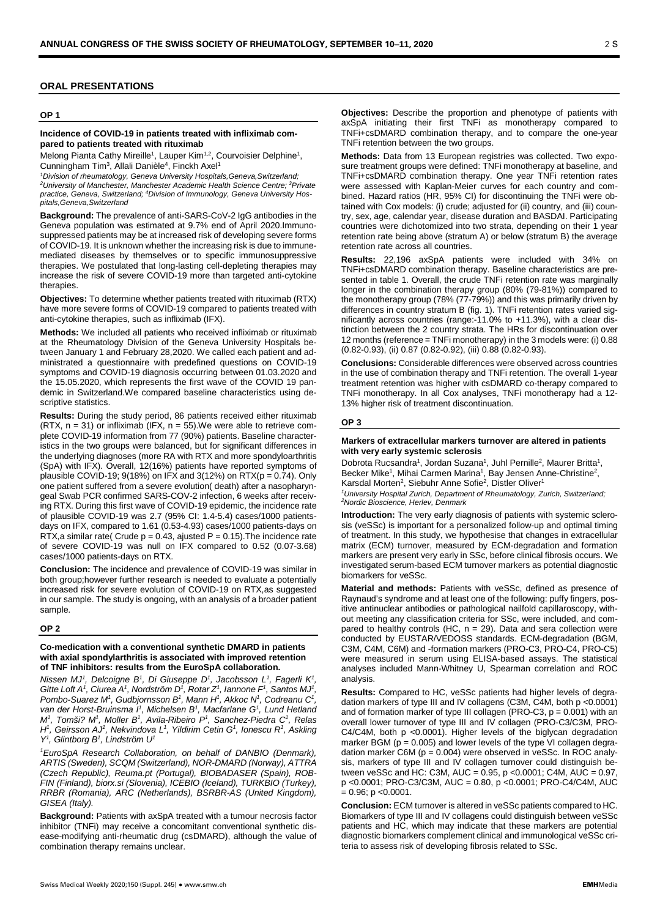## ORAL PRESENTATIONS

### OP 1

#### Incidence of COVID-19 in patients treated with infliximab compared to patients treated with rituximab

Melong Pianta Cathy Mireille[1], Lauper Kim[1,2], Courvoisier Delphine[1], Cunningham Tim[3], Allali Danièle[4], Finckh Axel[1]

*[1]Division of rheumatology, Geneva University Hospitals,Geneva,Switzerland; [2]University of Manchester, Manchester Academic Health Science Centre; [3]Private practice, Geneva, Switzerland; [4]Division of Immunology, Geneva University Hospitals,Geneva,Switzerland*

**Background:** The prevalence of anti-SARS-CoV-2 IgG antibodies in the Geneva population was estimated at 9.7% end of April 2020.Immunosuppressed patients may be at increased risk of developing severe forms of COVID-19. It is unknown whether the increasing risk is due to immune-mediated diseases by themselves or to specific immunosuppressive therapies. We postulated that long-lasting cell-depleting therapies may increase the risk of severe COVID-19 more than targeted anti-cytokine therapies.

**Objectives:** To determine whether patients treated with rituximab (RTX) have more severe forms of COVID-19 compared to patients treated with anti-cytokine therapies, such as infliximab (IFX).

**Methods:** We included all patients who received infliximab or rituximab at the Rheumatology Division of the Geneva University Hospitals between January 1 and February 28,2020. We called each patient and administrated a questionnaire with predefined questions on COVID-19 symptoms and COVID-19 diagnosis occurring between 01.03.2020 and the 15.05.2020, which represents the first wave of the COVID 19 pandemic in Switzerland.We compared baseline characteristics using descriptive statistics.

**Results:** During the study period, 86 patients received either rituximab (RTX, n = 31) or infliximab (IFX, n = 55).We were able to retrieve complete COVID-19 information from 77 (90%) patients. Baseline characteristics in the two groups were balanced, but for significant differences in the underlying diagnoses (more RA with RTX and more spondyloarthritis (SpA) with IFX). Overall, 12(16%) patients have reported symptoms of plausible COVID-19; 9(18%) on IFX and 3(12%) on RTX(p = 0.74). Only one patient suffered from a severe evolution( death) after a nasopharyngeal Swab PCR confirmed SARS-CoV-2 infection, 6 weeks after receiving RTX. During this first wave of COVID-19 epidemic, the incidence rate of plausible COVID-19 was 2.7 (95% CI: 1.4-5.4) cases/1000 patients-days on IFX, compared to 1.61 (0.53-4.93) cases/1000 patients-days on RTX,a similar rate( Crude p = 0.43, ajusted P = 0.15).The incidence rate of severe COVID-19 was null on IFX compared to 0.52 (0.07-3.68) cases/1000 patients-days on RTX.

**Conclusion:** The incidence and prevalence of COVID-19 was similar in both group;however further research is needed to evaluate a potentially increased risk for severe evolution of COVID-19 on RTX,as suggested in our sample. The study is ongoing, with an analysis of a broader patient sample.

### OP 2

#### Co-medication with a conventional synthetic DMARD in patients with axial spondylarthritis is associated with improved retention of TNF inhibitors: results from the EuroSpA collaboration.

*Nissen MJ[1], Delcoigne B[1], Di Giuseppe D[1], Jacobsson L[1], Fagerli K[1], Gitte Loft A[1], Ciurea A[1], Nordström D[1], Rotar Z[1], Iannone F[1], Santos MJ[1], Pombo-Suarez M[1], Gudbjornsson B[1], Mann H[1], Akkoc N[1], Codreanu C[1], van der Horst-Bruinsma I[1], Michelsen B[1], Macfarlane G[1], Lund Hetland M[1], Tomši? M[1], Moller B[1], Avila-Ribeiro P[1], Sanchez-Piedra C[1], Relas H[1], Geirsson AJ[1], Nekvindova L[1], Yildirim Cetin G[1], Ionescu R[1], Askling Y[1], Glintborg B[1], Lindström U[1]*

*[1]EuroSpA Research Collaboration, on behalf of DANBIO (Denmark), ARTIS (Sweden), SCQM (Switzerland), NOR-DMARD (Norway), ATTRA (Czech Republic), Reuma.pt (Portugal), BIOBADASER (Spain), ROB-FIN (Finland), biorx.si (Slovenia), ICEBIO (Iceland), TURKBIO (Turkey), RRBR (Romania), ARC (Netherlands), BSRBR-AS (United Kingdom), GISEA (Italy).*

**Background:** Patients with axSpA treated with a tumour necrosis factor inhibitor (TNFi) may receive a concomitant conventional synthetic disease-modifying anti-rheumatic drug (csDMARD), although the value of combination therapy remains unclear.

**Objectives:** Describe the proportion and phenotype of patients with axSpA initiating their first TNFi as monotherapy compared to TNFi+csDMARD combination therapy, and to compare the one-year TNFi retention between the two groups.

**Methods:** Data from 13 European registries was collected. Two exposure treatment groups were defined: TNFi monotherapy at baseline, and TNFi+csDMARD combination therapy. One year TNFi retention rates were assessed with Kaplan-Meier curves for each country and combined. Hazard ratios (HR, 95% CI) for discontinuing the TNFi were obtained with Cox models: (i) crude; adjusted for (ii) country, and (iii) country, sex, age, calendar year, disease duration and BASDAI. Participating countries were dichotomized into two strata, depending on their 1 year retention rate being above (stratum A) or below (stratum B) the average retention rate across all countries.

**Results:** 22,196 axSpA patients were included with 34% on TNFi+csDMARD combination therapy. Baseline characteristics are presented in table 1. Overall, the crude TNFi retention rate was marginally longer in the combination therapy group (80% (79-81%)) compared to the monotherapy group (78% (77-79%)) and this was primarily driven by differences in country stratum B (fig. 1). TNFi retention rates varied significantly across countries (range:-11.0% to +11.3%), with a clear distinction between the 2 country strata. The HRs for discontinuation over 12 months (reference = TNFi monotherapy) in the 3 models were: (i) 0.88 (0.82-0.93), (ii) 0.87 (0.82-0.92), (iii) 0.88 (0.82-0.93).

**Conclusions:** Considerable differences were observed across countries in the use of combination therapy and TNFi retention. The overall 1-year treatment retention was higher with csDMARD co-therapy compared to TNFi monotherapy. In all Cox analyses, TNFi monotherapy had a 12-13% higher risk of treatment discontinuation.

### OP 3

#### Markers of extracellular markers turnover are altered in patients with very early systemic sclerosis

Dobrota Rucsandra[1], Jordan Suzana[1], Juhl Pernille[2], Maurer Britta[1], Becker Mike[1], Mihai Carmen Marina[1], Bay Jensen Anne-Christine[2], Karsdal Morten[2], Siebuhr Anne Sofie[2], Distler Oliver[1]

*[1]University Hospital Zurich, Department of Rheumatology, Zurich, Switzerland; [2]Nordic Bioscience, Herlev, Denmark*

**Introduction:** The very early diagnosis of patients with systemic sclerosis (veSSc) is important for a personalized follow-up and optimal timing of treatment. In this study, we hypothesise that changes in extracellular matrix (ECM) turnover, measured by ECM-degradation and formation markers are present very early in SSc, before clinical fibrosis occurs. We investigated serum-based ECM turnover markers as potential diagnostic biomarkers for veSSc.

**Material and methods:** Patients with veSSc, defined as presence of Raynaud's syndrome and at least one of the following: puffy fingers, positive antinuclear antibodies or pathological nailfold capillaroscopy, without meeting any classification criteria for SSc, were included, and compared to healthy controls (HC, n = 29). Data and sera collection were conducted by EUSTAR/VEDOSS standards. ECM-degradation (BGM, C3M, C4M, C6M) and -formation markers (PRO-C3, PRO-C4, PRO-C5) were measured in serum using ELISA-based assays. The statistical analyses included Mann-Whitney U, Spearman correlation and ROC analysis.

**Results:** Compared to HC, veSSc patients had higher levels of degradation markers of type III and IV collagens (C3M, C4M, both p <0.0001) and of formation marker of type III collagen (PRO-C3, p = 0.001) with an overall lower turnover of type III and IV collagen (PRO-C3/C3M, PRO-C4/C4M, both p <0.0001). Higher levels of the biglycan degradation marker BGM (p = 0.005) and lower levels of the type VI collagen degradation marker C6M (p = 0.004) were observed in veSSc. In ROC analysis, markers of type III and IV collagen turnover could distinguish between veSSc and HC: C3M, AUC = 0.95, p <0.0001; C4M, AUC = 0.97, p <0.0001; PRO-C3/C3M, AUC = 0.80, p <0.0001; PRO-C4/C4M, AUC = 0.96; p <0.0001.

**Conclusion:** ECM turnover is altered in veSSc patients compared to HC. Biomarkers of type III and IV collagens could distinguish between veSSc patients and HC, which may indicate that these markers are potential diagnostic biomarkers complement clinical and immunological veSSc criteria to assess risk of developing fibrosis related to SSc.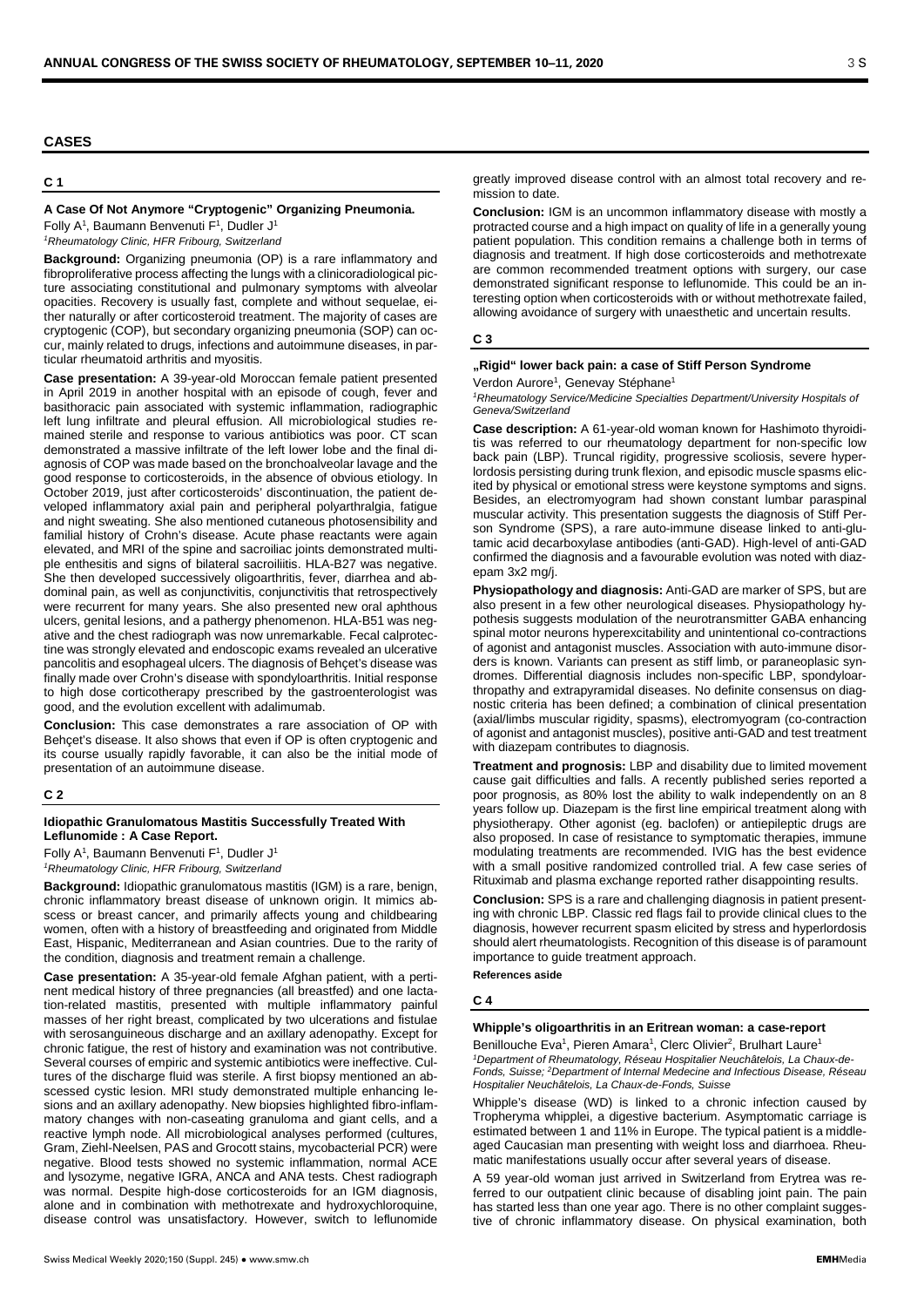# CASES

## C 1

### A Case Of Not Anymore "Cryptogenic" Organizing Pneumonia.

Folly A[1], Baumann Benvenuti F[1], Dudler J[1]

[1]*Rheumatology Clinic, HFR Fribourg, Switzerland*

**Background:** Organizing pneumonia (OP) is a rare inflammatory and fibroproliferative process affecting the lungs with a clinicoradiological picture associating constitutional and pulmonary symptoms with alveolar opacities. Recovery is usually fast, complete and without sequelae, either naturally or after corticosteroid treatment. The majority of cases are cryptogenic (COP), but secondary organizing pneumonia (SOP) can occur, mainly related to drugs, infections and autoimmune diseases, in particular rheumatoid arthritis and myositis.

**Case presentation:** A 39-year-old Moroccan female patient presented in April 2019 in another hospital with an episode of cough, fever and basithoracic pain associated with systemic inflammation, radiographic left lung infiltrate and pleural effusion. All microbiological studies remained sterile and response to various antibiotics was poor. CT scan demonstrated a massive infiltrate of the left lower lobe and the final diagnosis of COP was made based on the bronchoalveolar lavage and the good response to corticosteroids, in the absence of obvious etiology. In October 2019, just after corticosteroids' discontinuation, the patient developed inflammatory axial pain and peripheral polyarthralgia, fatigue and night sweating. She also mentioned cutaneous photosensibility and familial history of Crohn's disease. Acute phase reactants were again elevated, and MRI of the spine and sacroiliac joints demonstrated multiple enthesitis and signs of bilateral sacroiliitis. HLA-B27 was negative. She then developed successively oligoarthritis, fever, diarrhea and abdominal pain, as well as conjunctivitis, conjunctivitis that retrospectively were recurrent for many years. She also presented new oral aphthous ulcers, genital lesions, and a pathergy phenomenon. HLA-B51 was negative and the chest radiograph was now unremarkable. Fecal calprotectine was strongly elevated and endoscopic exams revealed an ulcerative pancolitis and esophageal ulcers. The diagnosis of Behçet's disease was finally made over Crohn's disease with spondyloarthritis. Initial response to high dose corticotherapy prescribed by the gastroenterologist was good, and the evolution excellent with adalimumab.

**Conclusion:** This case demonstrates a rare association of OP with Behçet's disease. It also shows that even if OP is often cryptogenic and its course usually rapidly favorable, it can also be the initial mode of presentation of an autoimmune disease.

## C 2

### Idiopathic Granulomatous Mastitis Successfully Treated With Leflunomide : A Case Report.

Folly A[1], Baumann Benvenuti F[1], Dudler J[1]

[1]*Rheumatology Clinic, HFR Fribourg, Switzerland*

**Background:** Idiopathic granulomatous mastitis (IGM) is a rare, benign, chronic inflammatory breast disease of unknown origin. It mimics abscess or breast cancer, and primarily affects young and childbearing women, often with a history of breastfeeding and originated from Middle East, Hispanic, Mediterranean and Asian countries. Due to the rarity of the condition, diagnosis and treatment remain a challenge.

**Case presentation:** A 35-year-old female Afghan patient, with a pertinent medical history of three pregnancies (all breastfed) and one lactation-related mastitis, presented with multiple inflammatory painful masses of her right breast, complicated by two ulcerations and fistulae with serosanguineous discharge and an axillary adenopathy. Except for chronic fatigue, the rest of history and examination was not contributive. Several courses of empiric and systemic antibiotics were ineffective. Cultures of the discharge fluid was sterile. A first biopsy mentioned an abscessed cystic lesion. MRI study demonstrated multiple enhancing lesions and an axillary adenopathy. New biopsies highlighted fibro-inflammatory changes with non-caseating granuloma and giant cells, and a reactive lymph node. All microbiological analyses performed (cultures, Gram, Ziehl-Neelsen, PAS and Grocott stains, mycobacterial PCR) were negative. Blood tests showed no systemic inflammation, normal ACE and lysozyme, negative IGRA, ANCA and ANA tests. Chest radiograph was normal. Despite high-dose corticosteroids for an IGM diagnosis, alone and in combination with methotrexate and hydroxychloroquine, disease control was unsatisfactory. However, switch to leflunomide greatly improved disease control with an almost total recovery and remission to date.

**Conclusion:** IGM is an uncommon inflammatory disease with mostly a protracted course and a high impact on quality of life in a generally young patient population. This condition remains a challenge both in terms of diagnosis and treatment. If high dose corticosteroids and methotrexate are common recommended treatment options with surgery, our case demonstrated significant response to leflunomide. This could be an interesting option when corticosteroids with or without methotrexate failed, allowing avoidance of surgery with unaesthetic and uncertain results.

## C 3

### „Rigid" lower back pain: a case of Stiff Person Syndrome

Verdon Aurore[1], Genevay Stéphane[1]

[1]*Rheumatology Service/Medicine Specialties Department/University Hospitals of Geneva/Switzerland*

**Case description:** A 61-year-old woman known for Hashimoto thyroiditis was referred to our rheumatology department for non-specific low back pain (LBP). Truncal rigidity, progressive scoliosis, severe hyperlordosis persisting during trunk flexion, and episodic muscle spasms elicited by physical or emotional stress were keystone symptoms and signs. Besides, an electromyogram had shown constant lumbar paraspinal muscular activity. This presentation suggests the diagnosis of Stiff Person Syndrome (SPS), a rare auto-immune disease linked to anti-glutamic acid decarboxylase antibodies (anti-GAD). High-level of anti-GAD confirmed the diagnosis and a favourable evolution was noted with diazepam 3x2 mg/j.

**Physiopathology and diagnosis:** Anti-GAD are marker of SPS, but are also present in a few other neurological diseases. Physiopathology hypothesis suggests modulation of the neurotransmitter GABA enhancing spinal motor neurons hyperexcitability and unintentional co-contractions of agonist and antagonist muscles. Association with auto-immune disorders is known. Variants can present as stiff limb, or paraneoplasic syndromes. Differential diagnosis includes non-specific LBP, spondyloarthropathy and extrapyramidal diseases. No definite consensus on diagnostic criteria has been defined; a combination of clinical presentation (axial/limbs muscular rigidity, spasms), electromyogram (co-contraction of agonist and antagonist muscles), positive anti-GAD and test treatment with diazepam contributes to diagnosis.

**Treatment and prognosis:** LBP and disability due to limited movement cause gait difficulties and falls. A recently published series reported a poor prognosis, as 80% lost the ability to walk independently on an 8 years follow up. Diazepam is the first line empirical treatment along with physiotherapy. Other agonist (eg. baclofen) or antiepileptic drugs are also proposed. In case of resistance to symptomatic therapies, immune modulating treatments are recommended. IVIG has the best evidence with a small positive randomized controlled trial. A few case series of Rituximab and plasma exchange reported rather disappointing results.

**Conclusion:** SPS is a rare and challenging diagnosis in patient presenting with chronic LBP. Classic red flags fail to provide clinical clues to the diagnosis, however recurrent spasm elicited by stress and hyperlordosis should alert rheumatologists. Recognition of this disease is of paramount importance to guide treatment approach.

**References aside**

## C 4

### Whipple's oligoarthritis in an Eritrean woman: a case-report

Benillouche Eva[1], Pieren Amara[1], Clerc Olivier[2], Brulhart Laure[1]

[1]*Department of Rheumatology, Réseau Hospitalier Neuchâtelois, La Chaux-de-Fonds, Suisse;* [2]*Department of Internal Medecine and Infectious Disease, Réseau Hospitalier Neuchâtelois, La Chaux-de-Fonds, Suisse*

Whipple's disease (WD) is linked to a chronic infection caused by Tropheryma whipplei, a digestive bacterium. Asymptomatic carriage is estimated between 1 and 11% in Europe. The typical patient is a middle-aged Caucasian man presenting with weight loss and diarrhoea. Rheumatic manifestations usually occur after several years of disease.

A 59 year-old woman just arrived in Switzerland from Erytrea was referred to our outpatient clinic because of disabling joint pain. The pain has started less than one year ago. There is no other complaint suggestive of chronic inflammatory disease. On physical examination, both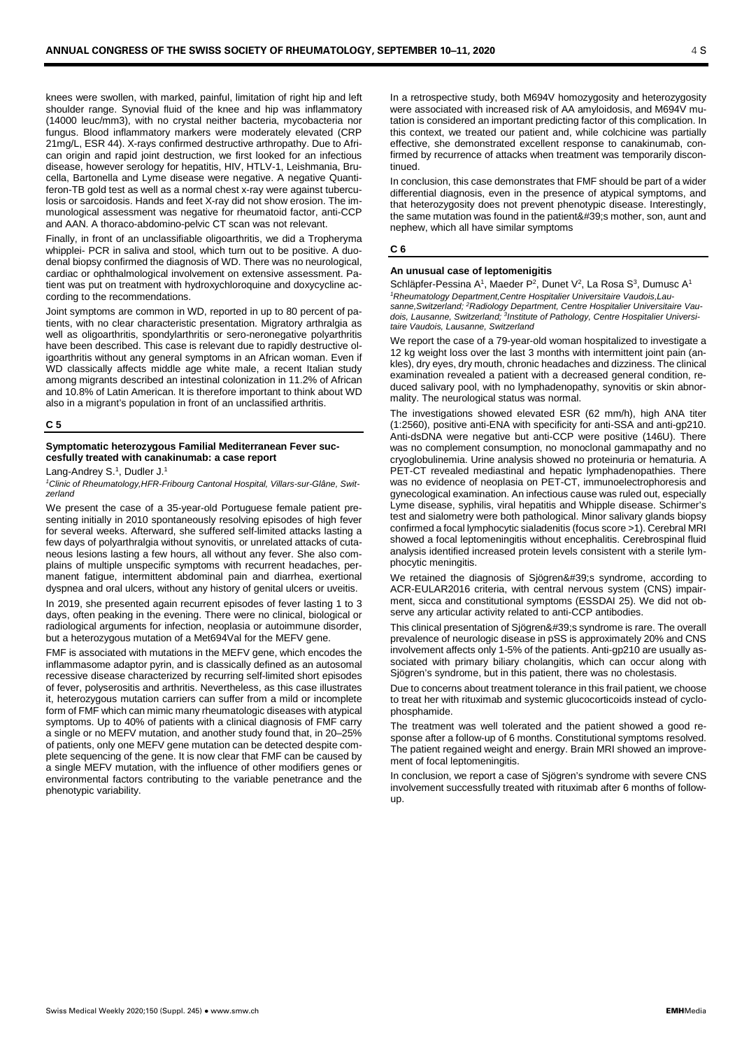knees were swollen, with marked, painful, limitation of right hip and left shoulder range. Synovial fluid of the knee and hip was inflammatory (14000 leuc/mm3), with no crystal neither bacteria, mycobacteria nor fungus. Blood inflammatory markers were moderately elevated (CRP 21mg/L, ESR 44). X-rays confirmed destructive arthropathy. Due to African origin and rapid joint destruction, we first looked for an infectious disease, however serology for hepatitis, HIV, HTLV-1, Leishmania, Brucella, Bartonella and Lyme disease were negative. A negative Quantiferon-TB gold test as well as a normal chest x-ray were against tuberculosis or sarcoidosis. Hands and feet X-ray did not show erosion. The immunological assessment was negative for rheumatoid factor, anti-CCP and AAN. A thoraco-abdomino-pelvic CT scan was not relevant.

Finally, in front of an unclassifiable oligoarthritis, we did a Tropheryma whipplei- PCR in saliva and stool, which turn out to be positive. A duodenal biopsy confirmed the diagnosis of WD. There was no neurological, cardiac or ophthalmological involvement on extensive assessment. Patient was put on treatment with hydroxychloroquine and doxycycline according to the recommendations.

Joint symptoms are common in WD, reported in up to 80 percent of patients, with no clear characteristic presentation. Migratory arthralgia as well as oligoarthritis, spondylarthritis or sero-neronegative polyarthritis have been described. This case is relevant due to rapidly destructive oligoarthritis without any general symptoms in an African woman. Even if WD classically affects middle age white male, a recent Italian study among migrants described an intestinal colonization in 11.2% of African and 10.8% of Latin American. It is therefore important to think about WD also in a migrant's population in front of an unclassified arthritis.

## C 5

### Symptomatic heterozygous Familial Mediterranean Fever successfully treated with canakinumab: a case report

Lang-Andrey S.[1], Dudler J.[1]

*[1]Clinic of Rheumatology,HFR-Fribourg Cantonal Hospital, Villars-sur-Glâne, Switzerland*

We present the case of a 35-year-old Portuguese female patient presenting initially in 2010 spontaneously resolving episodes of high fever for several weeks. Afterward, she suffered self-limited attacks lasting a few days of polyarthralgia without synovitis, or unrelated attacks of cutaneous lesions lasting a few hours, all without any fever. She also complains of multiple unspecific symptoms with recurrent headaches, permanent fatigue, intermittent abdominal pain and diarrhea, exertional dyspnea and oral ulcers, without any history of genital ulcers or uveitis.

In 2019, she presented again recurrent episodes of fever lasting 1 to 3 days, often peaking in the evening. There were no clinical, biological or radiological arguments for infection, neoplasia or autoimmune disorder, but a heterozygous mutation of a Met694Val for the MEFV gene.

FMF is associated with mutations in the MEFV gene, which encodes the inflammasome adaptor pyrin, and is classically defined as an autosomal recessive disease characterized by recurring self-limited short episodes of fever, polyserositis and arthritis. Nevertheless, as this case illustrates it, heterozygous mutation carriers can suffer from a mild or incomplete form of FMF which can mimic many rheumatologic diseases with atypical symptoms. Up to 40% of patients with a clinical diagnosis of FMF carry a single or no MEFV mutation, and another study found that, in 20–25% of patients, only one MEFV gene mutation can be detected despite complete sequencing of the gene. It is now clear that FMF can be caused by a single MEFV mutation, with the influence of other modifiers genes or environmental factors contributing to the variable penetrance and the phenotypic variability.

In a retrospective study, both M694V homozygosity and heterozygosity were associated with increased risk of AA amyloidosis, and M694V mutation is considered an important predicting factor of this complication. In this context, we treated our patient and, while colchicine was partially effective, she demonstrated excellent response to canakinumab, confirmed by recurrence of attacks when treatment was temporarily discontinued.

In conclusion, this case demonstrates that FMF should be part of a wider differential diagnosis, even in the presence of atypical symptoms, and that heterozygosity does not prevent phenotypic disease. Interestingly, the same mutation was found in the patient&#39;s mother, son, aunt and nephew, which all have similar symptoms

## C 6

### An unusual case of leptomenigitis

Schläpfer-Pessina A[1], Maeder P[2], Dunet V[2], La Rosa S[3], Dumusc A[1]

*[1]Rheumatology Department,Centre Hospitalier Universitaire Vaudois,Lausanne,Switzerland; [2]Radiology Department, Centre Hospitalier Universitaire Vaudois, Lausanne, Switzerland; [3]Institute of Pathology, Centre Hospitalier Universitaire Vaudois, Lausanne, Switzerland*

We report the case of a 79-year-old woman hospitalized to investigate a 12 kg weight loss over the last 3 months with intermittent joint pain (ankles), dry eyes, dry mouth, chronic headaches and dizziness. The clinical examination revealed a patient with a decreased general condition, reduced salivary pool, with no lymphadenopathy, synovitis or skin abnormality. The neurological status was normal.

The investigations showed elevated ESR (62 mm/h), high ANA titer (1:2560), positive anti-ENA with specificity for anti-SSA and anti-gp210. Anti-dsDNA were negative but anti-CCP were positive (146U). There was no complement consumption, no monoclonal gammapathy and no cryoglobulinemia. Urine analysis showed no proteinuria or hematuria. A PET-CT revealed mediastinal and hepatic lymphadenopathies. There was no evidence of neoplasia on PET-CT, immunoelectrophoresis and gynecological examination. An infectious cause was ruled out, especially Lyme disease, syphilis, viral hepatitis and Whipple disease. Schirmer's test and sialometry were both pathological. Minor salivary glands biopsy confirmed a focal lymphocytic sialadenitis (focus score >1). Cerebral MRI showed a focal leptomeningitis without encephalitis. Cerebrospinal fluid analysis identified increased protein levels consistent with a sterile lymphocytic meningitis.

We retained the diagnosis of Sjögren&#39;s syndrome, according to ACR-EULAR2016 criteria, with central nervous system (CNS) impairment, sicca and constitutional symptoms (ESSDAI 25). We did not observe any articular activity related to anti-CCP antibodies.

This clinical presentation of Sjögren&#39;s syndrome is rare. The overall prevalence of neurologic disease in pSS is approximately 20% and CNS involvement affects only 1-5% of the patients. Anti-gp210 are usually associated with primary biliary cholangitis, which can occur along with Sjögren's syndrome, but in this patient, there was no cholestasis.

Due to concerns about treatment tolerance in this frail patient, we choose to treat her with rituximab and systemic glucocorticoids instead of cyclophosphamide.

The treatment was well tolerated and the patient showed a good response after a follow-up of 6 months. Constitutional symptoms resolved. The patient regained weight and energy. Brain MRI showed an improvement of focal leptomeningitis.

In conclusion, we report a case of Sjögren's syndrome with severe CNS involvement successfully treated with rituximab after 6 months of follow-up.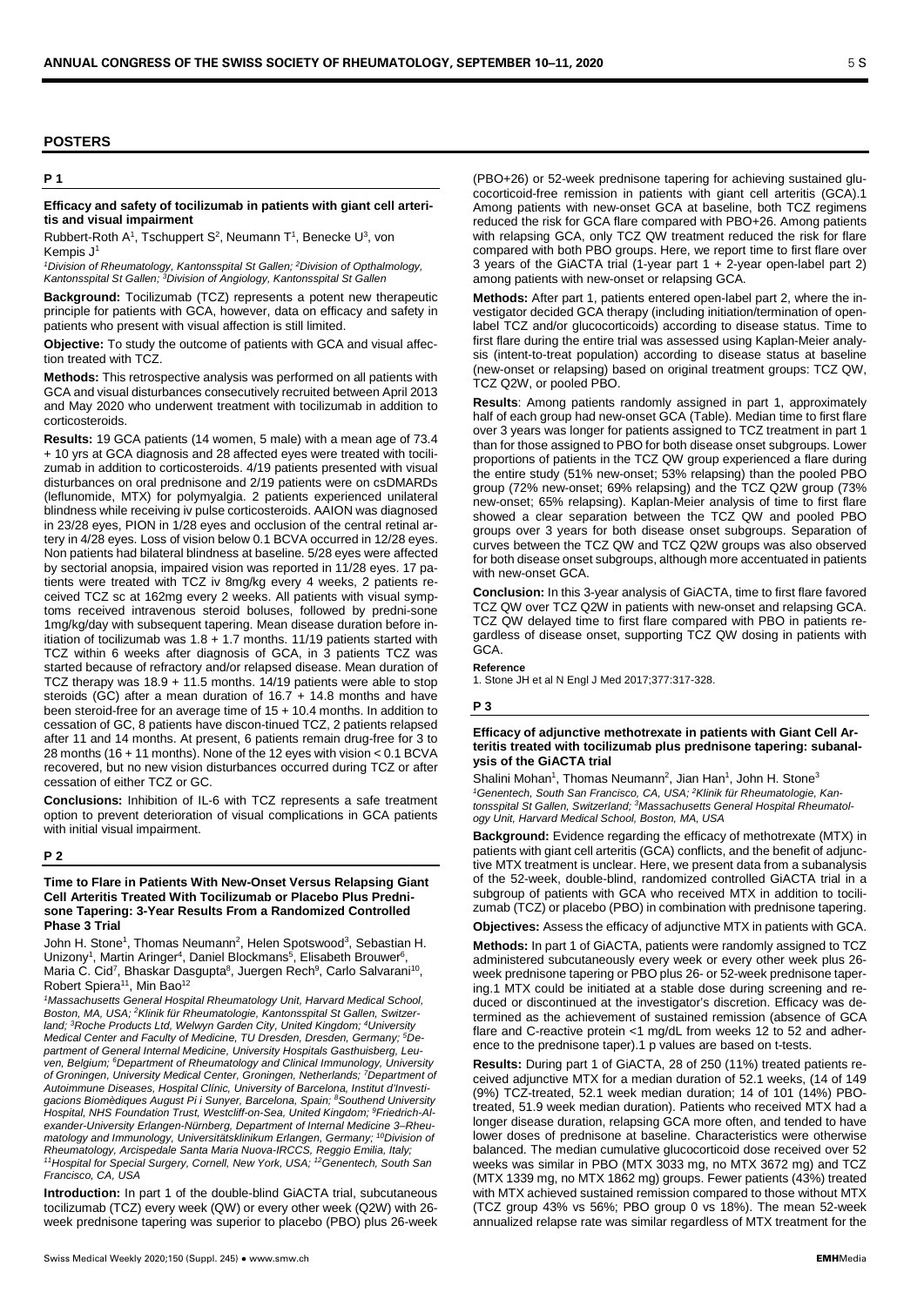## POSTERS

### P 1

**Efficacy and safety of tocilizumab in patients with giant cell arteritis and visual impairment**

Rubbert-Roth A[1], Tschuppert S[2], Neumann T[1], Benecke U[3], von Kempis J[1]

*[1]Division of Rheumatology, Kantonsspital St Gallen; [2]Division of Opthalmology, Kantonsspital St Gallen; [3]Division of Angiology, Kantonsspital St Gallen*

**Background:** Tocilizumab (TCZ) represents a potent new therapeutic principle for patients with GCA, however, data on efficacy and safety in patients who present with visual affection is still limited.

**Objective:** To study the outcome of patients with GCA and visual affection treated with TCZ.

**Methods:** This retrospective analysis was performed on all patients with GCA and visual disturbances consecutively recruited between April 2013 and May 2020 who underwent treatment with tocilizumab in addition to corticosteroids.

**Results:** 19 GCA patients (14 women, 5 male) with a mean age of 73.4 + 10 yrs at GCA diagnosis and 28 affected eyes were treated with tocilizumab in addition to corticosteroids. 4/19 patients presented with visual disturbances on oral prednisone and 2/19 patients were on csDMARDs (leflunomide, MTX) for polymyalgia. 2 patients experienced unilateral blindness while receiving iv pulse corticosteroids. AAION was diagnosed in 23/28 eyes, PION in 1/28 eyes and occlusion of the central retinal artery in 4/28 eyes. Loss of vision below 0.1 BCVA occurred in 12/28 eyes. Non patients had bilateral blindness at baseline. 5/28 eyes were affected by sectorial anopsia, impaired vision was reported in 11/28 eyes. 17 patients were treated with TCZ iv 8mg/kg every 4 weeks, 2 patients received TCZ sc at 162mg every 2 weeks. All patients with visual symptoms received intravenous steroid boluses, followed by prednisone 1mg/kg/day with subsequent tapering. Mean disease duration before initiation of tocilizumab was 1.8 + 1.7 months. 11/19 patients started with TCZ within 6 weeks after diagnosis of GCA, in 3 patients TCZ was started because of refractory and/or relapsed disease. Mean duration of TCZ therapy was 18.9 + 11.5 months. 14/19 patients were able to stop steroids (GC) after a mean duration of 16.7 + 14.8 months and have been steroid-free for an average time of 15 + 10.4 months. In addition to cessation of GC, 8 patients have discon-tinued TCZ, 2 patients relapsed after 11 and 14 months. At present, 6 patients remain drug-free for 3 to 28 months (16 + 11 months). None of the 12 eyes with vision < 0.1 BCVA recovered, but no new vision disturbances occurred during TCZ or after cessation of either TCZ or GC.

**Conclusions:** Inhibition of IL-6 with TCZ represents a safe treatment option to prevent deterioration of visual complications in GCA patients with initial visual impairment.

### P 2

**Time to Flare in Patients With New-Onset Versus Relapsing Giant Cell Arteritis Treated With Tocilizumab or Placebo Plus Prednisone Tapering: 3-Year Results From a Randomized Controlled Phase 3 Trial**

John H. Stone[1], Thomas Neumann[2], Helen Spotswood[3], Sebastian H. Unizony[1], Martin Aringer[4], Daniel Blockmans[5], Elisabeth Brouwer[6], Maria C. Cid[7], Bhaskar Dasgupta[8], Juergen Rech[9], Carlo Salvarani[10], Robert Spiera[11], Min Bao[12]

*[1]Massachusetts General Hospital Rheumatology Unit, Harvard Medical School, Boston, MA, USA; [2]Klinik für Rheumatologie, Kantonsspital St Gallen, Switzerland; [3]Roche Products Ltd, Welwyn Garden City, United Kingdom; [4]University Medical Center and Faculty of Medicine, TU Dresden, Dresden, Germany; [5]Department of General Internal Medicine, University Hospitals Gasthuisberg, Leuven, Belgium; [6]Department of Rheumatology and Clinical Immunology, University of Groningen, University Medical Center, Groningen, Netherlands; [7]Department of Autoimmune Diseases, Hospital Clínic, University of Barcelona, Institut d'Investigacions Biomèdiques August Pi i Sunyer, Barcelona, Spain; [8]Southend University Hospital, NHS Foundation Trust, Westcliff-on-Sea, United Kingdom; [9]Friedrich-Alexander-University Erlangen-Nürnberg, Department of Internal Medicine 3–Rheumatology and Immunology, Universitätsklinikum Erlangen, Germany; [10]Division of Rheumatology, Arcispedale Santa Maria Nuova-IRCCS, Reggio Emilia, Italy; [11]Hospital for Special Surgery, Cornell, New York, USA; [12]Genentech, South San Francisco, CA, USA*

**Introduction:** In part 1 of the double-blind GiACTA trial, subcutaneous tocilizumab (TCZ) every week (QW) or every other week (Q2W) with 26-week prednisone tapering was superior to placebo (PBO) plus 26-week (PBO+26) or 52-week prednisone tapering for achieving sustained glucocorticoid-free remission in patients with giant cell arteritis (GCA).1 Among patients with new-onset GCA at baseline, both TCZ regimens reduced the risk for GCA flare compared with PBO+26. Among patients with relapsing GCA, only TCZ QW treatment reduced the risk for flare compared with both PBO groups. Here, we report time to first flare over 3 years of the GiACTA trial (1-year part 1 + 2-year open-label part 2) among patients with new-onset or relapsing GCA.

**Methods:** After part 1, patients entered open-label part 2, where the investigator decided GCA therapy (including initiation/termination of open-label TCZ and/or glucocorticoids) according to disease status. Time to first flare during the entire trial was assessed using Kaplan-Meier analysis (intent-to-treat population) according to disease status at baseline (new-onset or relapsing) based on original treatment groups: TCZ QW, TCZ Q2W, or pooled PBO.

**Results**: Among patients randomly assigned in part 1, approximately half of each group had new-onset GCA (Table). Median time to first flare over 3 years was longer for patients assigned to TCZ treatment in part 1 than for those assigned to PBO for both disease onset subgroups. Lower proportions of patients in the TCZ QW group experienced a flare during the entire study (51% new-onset; 53% relapsing) than the pooled PBO group (72% new-onset; 69% relapsing) and the TCZ Q2W group (73% new-onset; 65% relapsing). Kaplan-Meier analysis of time to first flare showed a clear separation between the TCZ QW and pooled PBO groups over 3 years for both disease onset subgroups. Separation of curves between the TCZ QW and TCZ Q2W groups was also observed for both disease onset subgroups, although more accentuated in patients with new-onset GCA.

**Conclusion:** In this 3-year analysis of GiACTA, time to first flare favored TCZ QW over TCZ Q2W in patients with new-onset and relapsing GCA. TCZ QW delayed time to first flare compared with PBO in patients regardless of disease onset, supporting TCZ QW dosing in patients with GCA.

**Reference**

1. Stone JH et al N Engl J Med 2017;377:317-328.

### P 3

**Efficacy of adjunctive methotrexate in patients with Giant Cell Arteritis treated with tocilizumab plus prednisone tapering: subanalysis of the GiACTA trial**

Shalini Mohan[1], Thomas Neumann[2], Jian Han[1], John H. Stone[3]

*[1]Genentech, South San Francisco, CA, USA; [2]Klinik für Rheumatologie, Kantonsspital St Gallen, Switzerland; [3]Massachusetts General Hospital Rheumatology Unit, Harvard Medical School, Boston, MA, USA*

**Background:** Evidence regarding the efficacy of methotrexate (MTX) in patients with giant cell arteritis (GCA) conflicts, and the benefit of adjunctive MTX treatment is unclear. Here, we present data from a subanalysis of the 52-week, double-blind, randomized controlled GiACTA trial in a subgroup of patients with GCA who received MTX in addition to tocilizumab (TCZ) or placebo (PBO) in combination with prednisone tapering.

**Objectives:** Assess the efficacy of adjunctive MTX in patients with GCA.

**Methods:** In part 1 of GiACTA, patients were randomly assigned to TCZ administered subcutaneously every week or every other week plus 26-week prednisone tapering or PBO plus 26- or 52-week prednisone tapering.1 MTX could be initiated at a stable dose during screening and reduced or discontinued at the investigator's discretion. Efficacy was determined as the achievement of sustained remission (absence of GCA flare and C-reactive protein <1 mg/dL from weeks 12 to 52 and adherence to the prednisone taper).1 p values are based on t-tests.

**Results:** During part 1 of GiACTA, 28 of 250 (11%) treated patients received adjunctive MTX for a median duration of 52.1 weeks, (14 of 149 (9%) TCZ-treated, 52.1 week median duration; 14 of 101 (14%) PBO-treated, 51.9 week median duration). Patients who received MTX had a longer disease duration, relapsing GCA more often, and tended to have lower doses of prednisone at baseline. Characteristics were otherwise balanced. The median cumulative glucocorticoid dose received over 52 weeks was similar in PBO (MTX 3033 mg, no MTX 3672 mg) and TCZ (MTX 1339 mg, no MTX 1862 mg) groups. Fewer patients (43%) treated with MTX achieved sustained remission compared to those without MTX (TCZ group 43% vs 56%; PBO group 0 vs 18%). The mean 52-week annualized relapse rate was similar regardless of MTX treatment for the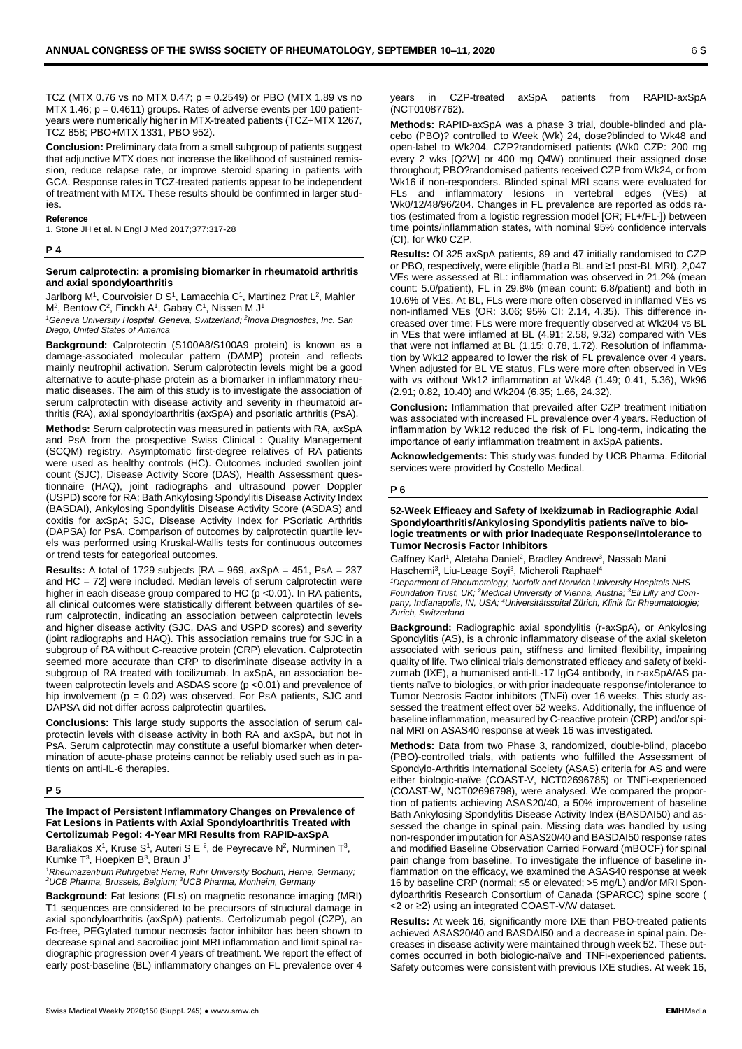TCZ (MTX 0.76 vs no MTX 0.47; p = 0.2549) or PBO (MTX 1.89 vs no MTX 1.46; p = 0.4611) groups. Rates of adverse events per 100 patient-years were numerically higher in MTX-treated patients (TCZ+MTX 1267, TCZ 858; PBO+MTX 1331, PBO 952).

**Conclusion:** Preliminary data from a small subgroup of patients suggest that adjunctive MTX does not increase the likelihood of sustained remission, reduce relapse rate, or improve steroid sparing in patients with GCA. Response rates in TCZ-treated patients appear to be independent of treatment with MTX. These results should be confirmed in larger studies.

**Reference**

1. Stone JH et al. N Engl J Med 2017;377:317-28

## P 4

### Serum calprotectin: a promising biomarker in rheumatoid arthritis and axial spondyloarthritis

Jarlborg M[1], Courvoisier D S[1], Lamacchia C[1], Martinez Prat L[2], Mahler M[2], Bentow C[2], Finckh A[1], Gabay C[1], Nissen M J[1]

*[1]Geneva University Hospital, Geneva, Switzerland; [2]Inova Diagnostics, Inc. San Diego, United States of America*

**Background:** Calprotectin (S100A8/S100A9 protein) is known as a damage-associated molecular pattern (DAMP) protein and reflects mainly neutrophil activation. Serum calprotectin levels might be a good alternative to acute-phase protein as a biomarker in inflammatory rheumatic diseases. The aim of this study is to investigate the association of serum calprotectin with disease activity and severity in rheumatoid arthritis (RA), axial spondyloarthritis (axSpA) and psoriatic arthritis (PsA).

**Methods:** Serum calprotectin was measured in patients with RA, axSpA and PsA from the prospective Swiss Clinical : Quality Management (SCQM) registry. Asymptomatic first-degree relatives of RA patients were used as healthy controls (HC). Outcomes included swollen joint count (SJC), Disease Activity Score (DAS), Health Assessment questionnaire (HAQ), joint radiographs and ultrasound power Doppler (USPD) score for RA; Bath Ankylosing Spondylitis Disease Activity Index (BASDAI), Ankylosing Spondylitis Disease Activity Score (ASDAS) and coxitis for axSpA; SJC, Disease Activity Index for PSoriatic Arthritis (DAPSA) for PsA. Comparison of outcomes by calprotectin quartile levels was performed using Kruskal-Wallis tests for continuous outcomes or trend tests for categorical outcomes.

**Results:** A total of 1729 subjects [RA = 969, axSpA = 451, PsA = 237 and HC = 72] were included. Median levels of serum calprotectin were higher in each disease group compared to HC (p <0.01). In RA patients, all clinical outcomes were statistically different between quartiles of serum calprotectin, indicating an association between calprotectin levels and higher disease activity (SJC, DAS and USPD scores) and severity (joint radiographs and HAQ). This association remains true for SJC in a subgroup of RA without C-reactive protein (CRP) elevation. Calprotectin seemed more accurate than CRP to discriminate disease activity in a subgroup of RA treated with tocilizumab. In axSpA, an association between calprotectin levels and ASDAS score (p <0.01) and prevalence of hip involvement (p = 0.02) was observed. For PsA patients, SJC and DAPSA did not differ across calprotectin quartiles.

**Conclusions:** This large study supports the association of serum calprotectin levels with disease activity in both RA and axSpA, but not in PsA. Serum calprotectin may constitute a useful biomarker when determination of acute-phase proteins cannot be reliably used such as in patients on anti-IL-6 therapies.

## P 5

### The Impact of Persistent Inflammatory Changes on Prevalence of Fat Lesions in Patients with Axial Spondyloarthritis Treated with Certolizumab Pegol: 4-Year MRI Results from RAPID-axSpA

Baraliakos X[1], Kruse S[1], Auteri S E [2], de Peyrecave N[2], Nurminen T[3], Kumke T[3], Hoepken B[3], Braun J[1]

*[1]Rheumazentrum Ruhrgebiet Herne, Ruhr University Bochum, Herne, Germany; [2]UCB Pharma, Brussels, Belgium; [3]UCB Pharma, Monheim, Germany*

**Background:** Fat lesions (FLs) on magnetic resonance imaging (MRI) T1 sequences are considered to be precursors of structural damage in axial spondyloarthritis (axSpA) patients. Certolizumab pegol (CZP), an Fc-free, PEGylated tumour necrosis factor inhibitor has been shown to decrease spinal and sacroiliac joint MRI inflammation and limit spinal radiographic progression over 4 years of treatment. We report the effect of early post-baseline (BL) inflammatory changes on FL prevalence over 4 years in CZP-treated axSpA patients from RAPID-axSpA (NCT01087762).

**Methods:** RAPID-axSpA was a phase 3 trial, double-blinded and placebo (PBO)? controlled to Week (Wk) 24, dose?blinded to Wk48 and open-label to Wk204. CZP?randomised patients (Wk0 CZP: 200 mg every 2 wks [Q2W] or 400 mg Q4W) continued their assigned dose throughout; PBO?randomised patients received CZP from Wk24, or from Wk16 if non-responders. Blinded spinal MRI scans were evaluated for FLs and inflammatory lesions in vertebral edges (VEs) at Wk0/12/48/96/204. Changes in FL prevalence are reported as odds ratios (estimated from a logistic regression model [OR; FL+/FL-]) between time points/inflammation states, with nominal 95% confidence intervals (CI), for Wk0 CZP.

**Results:** Of 325 axSpA patients, 89 and 47 initially randomised to CZP or PBO, respectively, were eligible (had a BL and ≥1 post-BL MRI). 2,047 VEs were assessed at BL: inflammation was observed in 21.2% (mean count: 5.0/patient), FL in 29.8% (mean count: 6.8/patient) and both in 10.6% of VEs. At BL, FLs were more often observed in inflamed VEs vs non-inflamed VEs (OR: 3.06; 95% CI: 2.14, 4.35). This difference increased over time: FLs were more frequently observed at Wk204 vs BL in VEs that were inflamed at BL (4.91; 2.58, 9.32) compared with VEs that were not inflamed at BL (1.15; 0.78, 1.72). Resolution of inflammation by Wk12 appeared to lower the risk of FL prevalence over 4 years. When adjusted for BL VE status, FLs were more often observed in VEs with vs without Wk12 inflammation at Wk48 (1.49; 0.41, 5.36), Wk96 (2.91; 0.82, 10.40) and Wk204 (6.35; 1.66, 24.32).

**Conclusion:** Inflammation that prevailed after CZP treatment initiation was associated with increased FL prevalence over 4 years. Reduction of inflammation by Wk12 reduced the risk of FL long-term, indicating the importance of early inflammation treatment in axSpA patients.

**Acknowledgements:** This study was funded by UCB Pharma. Editorial services were provided by Costello Medical.

## P 6

### 52-Week Efficacy and Safety of Ixekizumab in Radiographic Axial Spondyloarthritis/Ankylosing Spondylitis patients naïve to biologic treatments or with prior Inadequate Response/Intolerance to Tumor Necrosis Factor Inhibitors

Gaffney Karl[1], Aletaha Daniel[2], Bradley Andrew[3], Nassab Mani Haschemi[3], Liu-Leage Soyi[3], Micheroli Raphael[4]

*[1]Department of Rheumatology, Norfolk and Norwich University Hospitals NHS Foundation Trust, UK; [2]Medical University of Vienna, Austria; [3]Eli Lilly and Company, Indianapolis, IN, USA; [4]Universitätsspital Zürich, Klinik für Rheumatologie; Zurich, Switzerland*

**Background:** Radiographic axial spondylitis (r-axSpA), or Ankylosing Spondylitis (AS), is a chronic inflammatory disease of the axial skeleton associated with serious pain, stiffness and limited flexibility, impairing quality of life. Two clinical trials demonstrated efficacy and safety of ixekizumab (IXE), a humanised anti-IL-17 IgG4 antibody, in r-axSpA/AS patients naïve to biologics, or with prior inadequate response/intolerance to Tumor Necrosis Factor inhibitors (TNFi) over 16 weeks. This study assessed the treatment effect over 52 weeks. Additionally, the influence of baseline inflammation, measured by C-reactive protein (CRP) and/or spinal MRI on ASAS40 response at week 16 was investigated.

**Methods:** Data from two Phase 3, randomized, double-blind, placebo (PBO)-controlled trials, with patients who fulfilled the Assessment of Spondylo-Arthritis International Society (ASAS) criteria for AS and were either biologic-naïve (COAST-V, NCT02696785) or TNFi-experienced (COAST-W, NCT02696798), were analysed. We compared the proportion of patients achieving ASAS20/40, a 50% improvement of baseline Bath Ankylosing Spondylitis Disease Activity Index (BASDAI50) and assessed the change in spinal pain. Missing data was handled by using non-responder imputation for ASAS20/40 and BASDAI50 response rates and modified Baseline Observation Carried Forward (mBOCF) for spinal pain change from baseline. To investigate the influence of baseline inflammation on the efficacy, we examined the ASAS40 response at week 16 by baseline CRP (normal; ≤5 or elevated; >5 mg/L) and/or MRI Spondyloarthritis Research Consortium of Canada (SPARCC) spine score ( <2 or ≥2) using an integrated COAST-V/W dataset.

**Results:** At week 16, significantly more IXE than PBO-treated patients achieved ASAS20/40 and BASDAI50 and a decrease in spinal pain. Decreases in disease activity were maintained through week 52. These outcomes occurred in both biologic-naïve and TNFi-experienced patients. Safety outcomes were consistent with previous IXE studies. At week 16,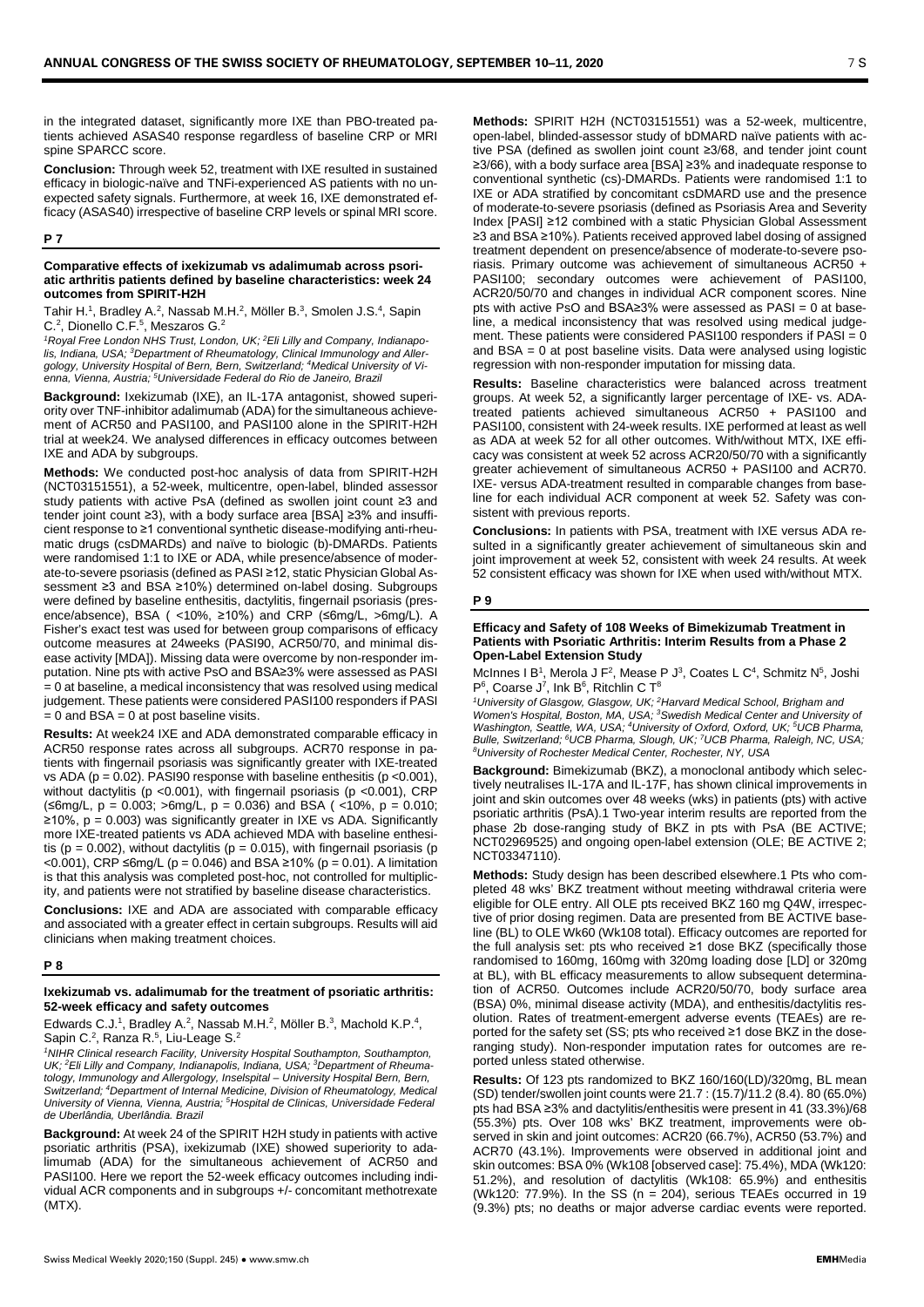in the integrated dataset, significantly more IXE than PBO-treated patients achieved ASAS40 response regardless of baseline CRP or MRI spine SPARCC score.

**Conclusion:** Through week 52, treatment with IXE resulted in sustained efficacy in biologic-naïve and TNFi-experienced AS patients with no unexpected safety signals. Furthermore, at week 16, IXE demonstrated efficacy (ASAS40) irrespective of baseline CRP levels or spinal MRI score.

## P 7

### Comparative effects of ixekizumab vs adalimumab across psoriatic arthritis patients defined by baseline characteristics: week 24 outcomes from SPIRIT-H2H

Tahir H.[1], Bradley A.[2], Nassab M.H.[2], Möller B.[3], Smolen J.S.[4], Sapin C.[2], Dionello C.F.[5], Meszaros G.[2]

*[1]Royal Free London NHS Trust, London, UK; [2]Eli Lilly and Company, Indianapolis, Indiana, USA; [3]Department of Rheumatology, Clinical Immunology and Allergology, University Hospital of Bern, Bern, Switzerland; [4]Medical University of Vienna, Vienna, Austria; [5]Universidade Federal do Rio de Janeiro, Brazil*

**Background:** Ixekizumab (IXE), an IL-17A antagonist, showed superiority over TNF-inhibitor adalimumab (ADA) for the simultaneous achievement of ACR50 and PASI100, and PASI100 alone in the SPIRIT-H2H trial at week24. We analysed differences in efficacy outcomes between IXE and ADA by subgroups.

**Methods:** We conducted post-hoc analysis of data from SPIRIT-H2H (NCT03151551), a 52-week, multicentre, open-label, blinded assessor study patients with active PsA (defined as swollen joint count ≥3 and tender joint count ≥3), with a body surface area [BSA] ≥3% and insufficient response to ≥1 conventional synthetic disease-modifying anti-rheumatic drugs (csDMARDs) and naïve to biologic (b)-DMARDs. Patients were randomised 1:1 to IXE or ADA, while presence/absence of moderate-to-severe psoriasis (defined as PASI ≥12, static Physician Global Assessment ≥3 and BSA ≥10%) determined on-label dosing. Subgroups were defined by baseline enthesitis, dactylitis, fingernail psoriasis (presence/absence), BSA ( <10%, ≥10%) and CRP (≤6mg/L, >6mg/L). A Fisher's exact test was used for between group comparisons of efficacy outcome measures at 24weeks (PASI90, ACR50/70, and minimal disease activity [MDA]). Missing data were overcome by non-responder imputation. Nine pts with active PsO and BSA≥3% were assessed as PASI = 0 at baseline, a medical inconsistency that was resolved using medical judgement. These patients were considered PASI100 responders if PASI = 0 and BSA = 0 at post baseline visits.

**Results:** At week24 IXE and ADA demonstrated comparable efficacy in ACR50 response rates across all subgroups. ACR70 response in patients with fingernail psoriasis was significantly greater with IXE-treated vs ADA ($p = 0.02$). PASI90 response with baseline enthesitis ($p < 0.001$), without dactylitis ($p < 0.001$), with fingernail psoriasis ($p < 0.001$), CRP (≤6mg/L, $p = 0.003$; >6mg/L, $p = 0.036$) and BSA ( <10%, $p = 0.010$; ≥10%, $p = 0.003$) was significantly greater in IXE vs ADA. Significantly more IXE-treated patients vs ADA achieved MDA with baseline enthesitis ($p = 0.002$), without dactylitis ($p = 0.015$), with fingernail psoriasis ($p < 0.001$), CRP ≤6mg/L ($p = 0.046$) and BSA ≥10% ($p = 0.01$). A limitation is that this analysis was completed post-hoc, not controlled for multiplicity, and patients were not stratified by baseline disease characteristics.

**Conclusions:** IXE and ADA are associated with comparable efficacy and associated with a greater effect in certain subgroups. Results will aid clinicians when making treatment choices.

## P 8

### Ixekizumab vs. adalimumab for the treatment of psoriatic arthritis: 52-week efficacy and safety outcomes

Edwards C.J.[1], Bradley A.[2], Nassab M.H.[2], Möller B.[3], Machold K.P.[4], Sapin C.[2], Ranza R.[5], Liu-Leage S.[2]

*[1]NIHR Clinical research Facility, University Hospital Southampton, Southampton, UK; [2]Eli Lilly and Company, Indianapolis, Indiana, USA; [3]Department of Rheumatology, Immunology and Allergology, Inselspital – University Hospital Bern, Bern, Switzerland; [4]Department of Internal Medicine, Division of Rheumatology, Medical University of Vienna, Vienna, Austria; [5]Hospital de Clinicas, Universidade Federal de Uberlândia, Uberlândia. Brazil*

**Background:** At week 24 of the SPIRIT H2H study in patients with active psoriatic arthritis (PSA), ixekizumab (IXE) showed superiority to adalimumab (ADA) for the simultaneous achievement of ACR50 and PASI100. Here we report the 52-week efficacy outcomes including individual ACR components and in subgroups +/- concomitant methotrexate (MTX).

**Methods:** SPIRIT H2H (NCT03151551) was a 52-week, multicentre, open-label, blinded-assessor study of bDMARD naïve patients with active PSA (defined as swollen joint count ≥3/66, and tender joint count ≥3/66), with a body surface area [BSA] ≥3% and inadequate response to conventional synthetic (cs)-DMARDs. Patients were randomised 1:1 to IXE or ADA stratified by concomitant csDMARD use and the presence of moderate-to-severe psoriasis (defined as Psoriasis Area and Severity Index [PASI] ≥12 combined with a static Physician Global Assessment ≥3 and BSA ≥10%). Patients received approved label dosing of assigned treatment dependent on presence/absence of moderate-to-severe psoriasis. Primary outcome was achievement of simultaneous ACR50 + PASI100; secondary outcomes were achievement of PASI100, ACR20/50/70 and changes in individual ACR component scores. Nine pts with active PsO and BSA≥3% were assessed as PASI = 0 at baseline, a medical inconsistency that was resolved using medical judgement. These patients were considered PASI100 responders if PASI = 0 and BSA = 0 at post baseline visits. Data were analysed using logistic regression with non-responder imputation for missing data.

**Results:** Baseline characteristics were balanced across treatment groups. At week 52, a significantly larger percentage of IXE- vs. ADA-treated patients achieved simultaneous ACR50 + PASI100 and PASI100, consistent with 24-week results. IXE performed at least as well as ADA at week 52 for all other outcomes. With/without MTX, IXE efficacy was consistent at week 52 across ACR20/50/70 with a significantly greater achievement of simultaneous ACR50 + PASI100 and ACR70. IXE- versus ADA-treatment resulted in comparable changes from baseline for each individual ACR component at week 52. Safety was consistent with previous reports.

**Conclusions:** In patients with PSA, treatment with IXE versus ADA resulted in a significantly greater achievement of simultaneous skin and joint improvement at week 52, consistent with week 24 results. At week 52 consistent efficacy was shown for IXE when used with/without MTX.

## P 9

### Efficacy and Safety of 108 Weeks of Bimekizumab Treatment in Patients with Psoriatic Arthritis: Interim Results from a Phase 2 Open-Label Extension Study

McInnes I B[1], Merola J F[2], Mease P J[3], Coates L C[4], Schmitz N[5], Joshi P[6], Coarse J[7], Ink B[6], Ritchlin C T[8]

*[1]University of Glasgow, Glasgow, UK; [2]Harvard Medical School, Brigham and Women's Hospital, Boston, MA, USA; [3]Swedish Medical Center and University of Washington, Seattle, WA, USA; [4]University of Oxford, Oxford, UK; [5]UCB Pharma, Bulle, Switzerland; [6]UCB Pharma, Slough, UK; [7]UCB Pharma, Raleigh, NC, USA; [8]University of Rochester Medical Center, Rochester, NY, USA*

**Background:** Bimekizumab (BKZ), a monoclonal antibody which selectively neutralises IL-17A and IL-17F, has shown clinical improvements in joint and skin outcomes over 48 weeks (wks) in patients (pts) with active psoriatic arthritis (PsA).1 Two-year interim results are reported from the phase 2b dose-ranging study of BKZ in pts with PsA (BE ACTIVE; NCT02969525) and ongoing open-label extension (OLE; BE ACTIVE 2; NCT03347110).

**Methods:** Study design has been described elsewhere.1 Pts who completed 48 wks' BKZ treatment without meeting withdrawal criteria were eligible for OLE entry. All OLE pts received BKZ 160 mg Q4W, irrespective of prior dosing regimen. Data are presented from BE ACTIVE baseline (BL) to OLE Wk60 (Wk108 total). Efficacy outcomes are reported for the full analysis set: pts who received ≥1 dose BKZ (specifically those randomised to 160mg, 160mg with 320mg loading dose [LD] or 320mg at BL), with BL efficacy measurements to allow subsequent determination of ACR50. Outcomes include ACR20/50/70, body surface area (BSA) 0%, minimal disease activity (MDA), and enthesitis/dactylitis resolution. Rates of treatment-emergent adverse events (TEAEs) are reported for the safety set (SS; pts who received ≥1 dose BKZ in the dose-ranging study). Non-responder imputation rates for outcomes are reported unless stated otherwise.

**Results:** Of 123 pts randomized to BKZ 160/160(LD)/320mg, BL mean (SD) tender/swollen joint counts were 21.7 : (15.7)/11.2 (8.4). 80 (65.0%) pts had BSA ≥3% and dactylitis/enthesitis were present in 41 (33.3%)/68 (55.3%) pts. Over 108 wks' BKZ treatment, improvements were observed in skin and joint outcomes: ACR20 (66.7%), ACR50 (53.7%) and ACR70 (43.1%). Improvements were observed in additional joint and skin outcomes: BSA 0% (Wk108 [observed case]: 75.4%), MDA (Wk120: 51.2%), and resolution of dactylitis (Wk108: 65.9%) and enthesitis (Wk120: 77.9%). In the SS (n = 204), serious TEAEs occurred in 19 (9.3%) pts; no deaths or major adverse cardiac events were reported.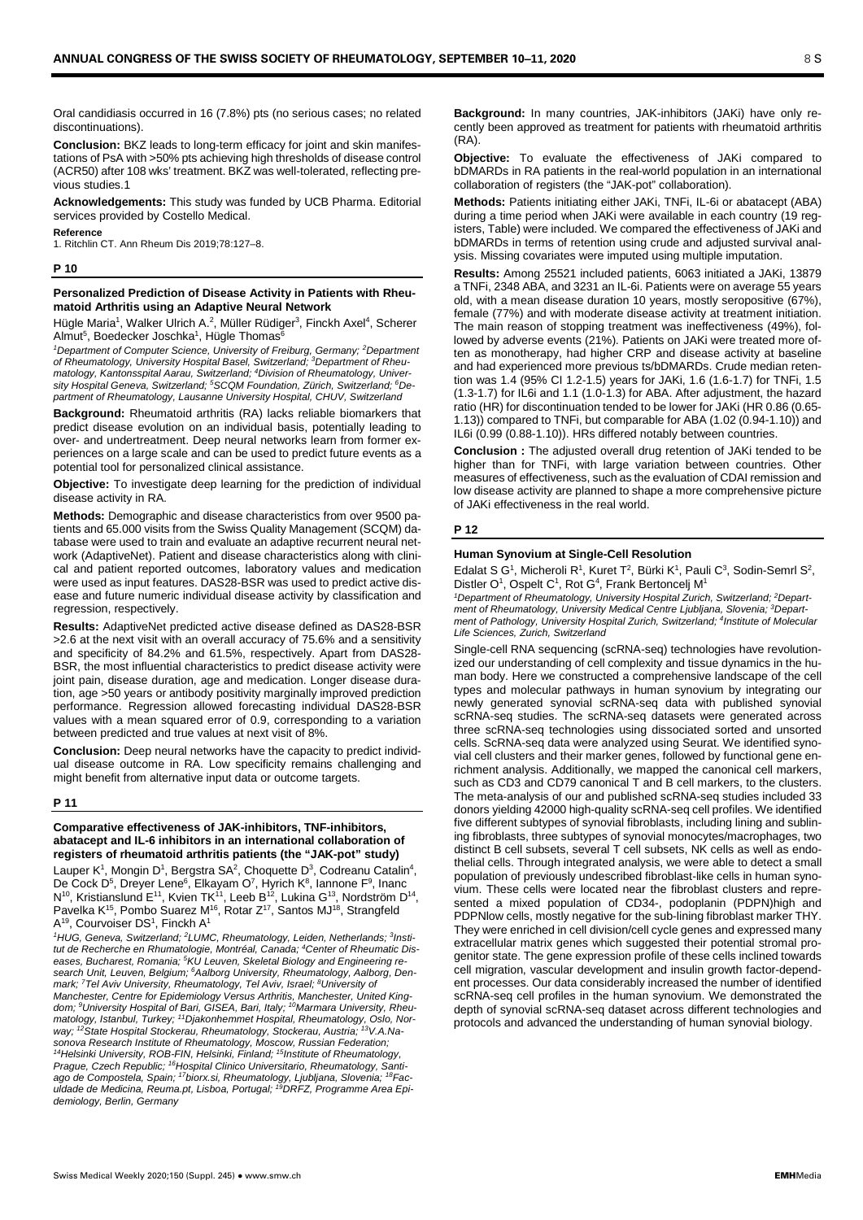Oral candidiasis occurred in 16 (7.8%) pts (no serious cases; no related discontinuations).

**Conclusion:** BKZ leads to long-term efficacy for joint and skin manifestations of PsA with >50% pts achieving high thresholds of disease control (ACR50) after 108 wks' treatment. BKZ was well-tolerated, reflecting previous studies.1

**Acknowledgements:** This study was funded by UCB Pharma. Editorial services provided by Costello Medical.

**Reference**

1. Ritchlin CT. Ann Rheum Dis 2019;78:127–8.

## P 10

### Personalized Prediction of Disease Activity in Patients with Rheumatoid Arthritis using an Adaptive Neural Network

Hügle Maria[1], Walker Ulrich A.[2], Müller Rüdiger[3], Finckh Axel[4], Scherer Almut[5], Boedecker Joschka[1], Hügle Thomas[6]

*[1]Department of Computer Science, University of Freiburg, Germany; [2]Department of Rheumatology, University Hospital Basel, Switzerland; [3]Department of Rheumatology, Kantonsspital Aarau, Switzerland; [4]Division of Rheumatology, University Hospital Geneva, Switzerland; [5]SCQM Foundation, Zürich, Switzerland; [6]Department of Rheumatology, Lausanne University Hospital, CHUV, Switzerland*

**Background:** Rheumatoid arthritis (RA) lacks reliable biomarkers that predict disease evolution on an individual basis, potentially leading to over- and undertreatment. Deep neural networks learn from former experiences on a large scale and can be used to predict future events as a potential tool for personalized clinical assistance.

**Objective:** To investigate deep learning for the prediction of individual disease activity in RA.

**Methods:** Demographic and disease characteristics from over 9500 patients and 65.000 visits from the Swiss Quality Management (SCQM) database were used to train and evaluate an adaptive recurrent neural network (AdaptiveNet). Patient and disease characteristics along with clinical and patient reported outcomes, laboratory values and medication were used as input features. DAS28-BSR was used to predict active disease and future numeric individual disease activity by classification and regression, respectively.

**Results:** AdaptiveNet predicted active disease defined as DAS28-BSR >2.6 at the next visit with an overall accuracy of 75.6% and a sensitivity and specificity of 84.2% and 61.5%, respectively. Apart from DAS28-BSR, the most influential characteristics to predict disease activity were joint pain, disease duration, age and medication. Longer disease duration, age >50 years or antibody positivity marginally improved prediction performance. Regression allowed forecasting individual DAS28-BSR values with a mean squared error of 0.9, corresponding to a variation between predicted and true values at next visit of 8%.

**Conclusion:** Deep neural networks have the capacity to predict individual disease outcome in RA. Low specificity remains challenging and might benefit from alternative input data or outcome targets.

## P 11

### Comparative effectiveness of JAK-inhibitors, TNF-inhibitors, abatacept and IL-6 inhibitors in an international collaboration of registers of rheumatoid arthritis patients (the "JAK-pot" study)

Lauper K[1], Mongin D[1], Bergstra SA[2], Choquette D[3], Codreanu Catalin[4], De Cock D[5], Dreyer Lene[6], Elkayam O[7], Hyrich K[8], Iannone F[9], Inanc N[10], Kristianslund E[11], Kvien TK[11], Leeb B[12], Lukina G[13], Nordström D[14], Pavelka K[15], Pombo Suarez M[16], Rotar Z[17], Santos MJ[18], Strangfeld A[19], Courvoiser DS[1], Finckh A[1]

*[1]HUG, Geneva, Switzerland; [2]LUMC, Rheumatology, Leiden, Netherlands; [3]Institut de Recherche en Rhumatologie, Montréal, Canada; [4]Center of Rheumatic Diseases, Bucharest, Romania; [5]KU Leuven, Skeletal Biology and Engineering research Unit, Leuven, Belgium; [6]Aalborg University, Rheumatology, Aalborg, Denmark; [7]Tel Aviv University, Rheumatology, Tel Aviv, Israel; [8]University of Manchester, Centre for Epidemiology Versus Arthritis, Manchester, United Kingdom; [9]University Hospital of Bari, GISEA, Bari, Italy; [10]Marmara University, Rheumatology, Istanbul, Turkey; [11]Djakonhemmet Hospital, Rheumatology, Oslo, Norway; [12]State Hospital Stockerau, Rheumatology, Stockerau, Austria; [13]V.A.Nasonova Research Institute of Rheumatology, Moscow, Russian Federation; [14]Helsinki University, ROB-FIN, Helsinki, Finland; [15]Institute of Rheumatology, Prague, Czech Republic; [16]Hospital Clinico Universitario, Rheumatology, Santiago de Compostela, Spain; [17]biorx.si, Rheumatology, Ljubljana, Slovenia; [18]Faculdade de Medicina, Reuma.pt, Lisboa, Portugal; [19]DRFZ, Programme Area Epidemiology, Berlin, Germany*

**Background:** In many countries, JAK-inhibitors (JAKi) have only recently been approved as treatment for patients with rheumatoid arthritis (RA).

**Objective:** To evaluate the effectiveness of JAKi compared to bDMARDs in RA patients in the real-world population in an international collaboration of registers (the "JAK-pot" collaboration).

**Methods:** Patients initiating either JAKi, TNFi, IL-6i or abatacept (ABA) during a time period when JAKi were available in each country (19 registers, Table) were included. We compared the effectiveness of JAKi and bDMARDs in terms of retention using crude and adjusted survival analysis. Missing covariates were imputed using multiple imputation.

**Results:** Among 25521 included patients, 6063 initiated a JAKi, 13879 a TNFi, 2348 ABA, and 3231 an IL-6i. Patients were on average 55 years old, with a mean disease duration 10 years, mostly seropositive (67%), female (77%) and with moderate disease activity at treatment initiation. The main reason of stopping treatment was ineffectiveness (49%), followed by adverse events (21%). Patients on JAKi were treated more often as monotherapy, had higher CRP and disease activity at baseline and had experienced more previous ts/bDMARDs. Crude median retention was 1.4 (95% CI 1.2-1.5) years for JAKi, 1.6 (1.6-1.7) for TNFi, 1.5 (1.3-1.7) for IL6i and 1.1 (1.0-1.3) for ABA. After adjustment, the hazard ratio (HR) for discontinuation tended to be lower for JAKi (HR 0.86 (0.65-1.13)) compared to TNFi, but comparable for ABA (1.02 (0.94-1.10)) and IL6i (0.99 (0.88-1.10)). HRs differed notably between countries.

**Conclusion :** The adjusted overall drug retention of JAKi tended to be higher than for TNFi, with large variation between countries. Other measures of effectiveness, such as the evaluation of CDAI remission and low disease activity are planned to shape a more comprehensive picture of JAKi effectiveness in the real world.

## P 12

### Human Synovium at Single-Cell Resolution

Edalat S G[1], Micheroli R[1], Kuret T[2], Bürki K[1], Pauli C[3], Sodin-Semrl S[2], Distler O[1], Ospelt C[1], Rot G[4], Frank Bertoncelj M[1]

*[1]Department of Rheumatology, University Hospital Zurich, Switzerland; [2]Department of Rheumatology, University Medical Centre Ljubljana, Slovenia; [3]Department of Pathology, University Hospital Zurich, Switzerland; [4]Institute of Molecular Life Sciences, Zurich, Switzerland*

Single-cell RNA sequencing (scRNA-seq) technologies have revolutionized our understanding of cell complexity and tissue dynamics in the human body. Here we constructed a comprehensive landscape of the cell types and molecular pathways in human synovium by integrating our newly generated synovial scRNA-seq data with published synovial scRNA-seq studies. The scRNA-seq datasets were generated across three scRNA-seq technologies using dissociated sorted and unsorted cells. ScRNA-seq data were analyzed using Seurat. We identified synovial cell clusters and their marker genes, followed by functional gene enrichment analysis. Additionally, we mapped the canonical cell markers, such as CD3 and CD79 canonical T and B cell markers, to the clusters. The meta-analysis of our and published scRNA-seq studies included 33 donors yielding 42000 high-quality scRNA-seq cell profiles. We identified five different subtypes of synovial fibroblasts, including lining and sublining fibroblasts, three subtypes of synovial monocytes/macrophages, two distinct B cell subsets, several T cell subsets, NK cells as well as endothelial cells. Through integrated analysis, we were able to detect a small population of previously undescribed fibroblast-like cells in human synovium. These cells were located near the fibroblast clusters and represented a mixed population of CD34-, podoplanin (PDPN)high and PDPNlow cells, mostly negative for the sub-lining fibroblast marker THY. They were enriched in cell division/cell cycle genes and expressed many extracellular matrix genes which suggested their potential stromal progenitor state. The gene expression profile of these cells inclined towards cell migration, vascular development and insulin growth factor-dependent processes. Our data considerably increased the number of identified scRNA-seq cell profiles in the human synovium. We demonstrated the depth of synovial scRNA-seq dataset across different technologies and protocols and advanced the understanding of human synovial biology.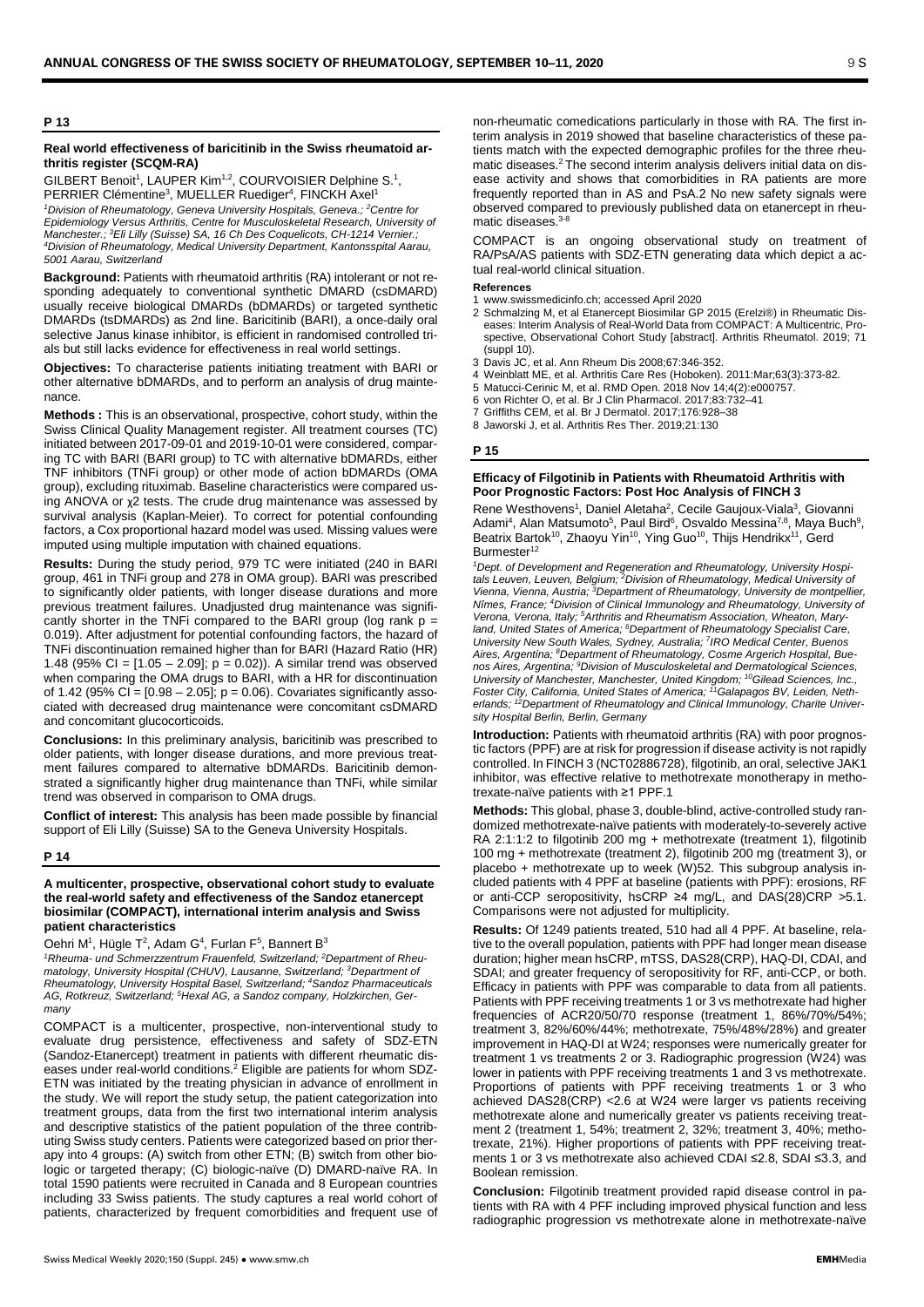## P 13

### Real world effectiveness of baricitinib in the Swiss rheumatoid arthritis register (SCQM-RA)

GILBERT Benoit[1], LAUPER Kim[1,2], COURVOISIER Delphine S.[1], PERRIER Clémentine[3], MUELLER Ruediger[4], FINCKH Axel[1]

*[1]Division of Rheumatology, Geneva University Hospitals, Geneva.; [2]Centre for Epidemiology Versus Arthritis, Centre for Musculoskeletal Research, University of Manchester.; [3]Eli Lilly (Suisse) SA, 16 Ch Des Coquelicots, CH-1214 Vernier.; [4]Division of Rheumatology, Medical University Department, Kantonsspital Aarau, 5001 Aarau, Switzerland*

**Background:** Patients with rheumatoid arthritis (RA) intolerant or not responding adequately to conventional synthetic DMARD (csDMARD) usually receive biological DMARDs (bDMARDs) or targeted synthetic DMARDs (tsDMARDs) as 2nd line. Baricitinib (BARI), a once-daily oral selective Janus kinase inhibitor, is efficient in randomised controlled trials but still lacks evidence for effectiveness in real world settings.

**Objectives:** To characterise patients initiating treatment with BARI or other alternative bDMARDs, and to perform an analysis of drug maintenance.

**Methods :** This is an observational, prospective, cohort study, within the Swiss Clinical Quality Management register. All treatment courses (TC) initiated between 2017-09-01 and 2019-10-01 were considered, comparing TC with BARI (BARI group) to TC with alternative bDMARDs, either TNF inhibitors (TNFi group) or other mode of action bDMARDs (OMA group), excluding rituximab. Baseline characteristics were compared using ANOVA or $\chi 2$ tests. The crude drug maintenance was assessed by survival analysis (Kaplan-Meier). To correct for potential confounding factors, a Cox proportional hazard model was used. Missing values were imputed using multiple imputation with chained equations.

**Results:** During the study period, 979 TC were initiated (240 in BARI group, 461 in TNFi group and 278 in OMA group). BARI was prescribed to significantly older patients, with longer disease durations and more previous treatment failures. Unadjusted drug maintenance was significantly shorter in the TNFi compared to the BARI group (log rank $p = 0.019$). After adjustment for potential confounding factors, the hazard of TNFi discontinuation remained higher than for BARI (Hazard Ratio (HR) 1.48 (95% CI = [1.05 – 2.09]; $p = 0.02$)). A similar trend was observed when comparing the OMA drugs to BARI, with a HR for discontinuation of 1.42 (95% CI = [0.98 – 2.05]; $p = 0.06$). Covariates significantly associated with decreased drug maintenance were concomitant csDMARD and concomitant glucocorticoids.

**Conclusions:** In this preliminary analysis, baricitinib was prescribed to older patients, with longer disease durations, and more previous treatment failures compared to alternative bDMARDs. Baricitinib demonstrated a significantly higher drug maintenance than TNFi, while similar trend was observed in comparison to OMA drugs.

**Conflict of interest:** This analysis has been made possible by financial support of Eli Lilly (Suisse) SA to the Geneva University Hospitals.

## P 14

### A multicenter, prospective, observational cohort study to evaluate the real-world safety and effectiveness of the Sandoz etanercept biosimilar (COMPACT), international interim analysis and Swiss patient characteristics

Oehri M[1], Hügle T[2], Adam G[4], Furlan F[5], Bannert B[3]

*[1]Rheuma- und Schmerzzentrum Frauenfeld, Switzerland; [2]Department of Rheumatology, University Hospital (CHUV), Lausanne, Switzerland; [3]Department of Rheumatology, University Hospital Basel, Switzerland; [4]Sandoz Pharmaceuticals AG, Rotkreuz, Switzerland; [5]Hexal AG, a Sandoz company, Holzkirchen, Germany*

COMPACT is a multicenter, prospective, non-interventional study to evaluate drug persistence, effectiveness and safety of SDZ-ETN (Sandoz-Etanercept) treatment in patients with different rheumatic diseases under real-world conditions.[2] Eligible are patients for whom SDZ-ETN was initiated by the treating physician in advance of enrollment in the study. We will report the study setup, the patient categorization into treatment groups, data from the first two international interim analysis and descriptive statistics of the patient population of the three contributing Swiss study centers. Patients were categorized based on prior therapy into 4 groups: (A) switch from other ETN; (B) switch from other biologic or targeted therapy; (C) biologic-naïve (D) DMARD-naïve RA. In total 1590 patients were recruited in Canada and 8 European countries including 33 Swiss patients. The study captures a real world cohort of patients, characterized by frequent comorbidities and frequent use of non-rheumatic comedications particularly in those with RA. The first interim analysis in 2019 showed that baseline characteristics of these patients match with the expected demographic profiles for the three rheumatic diseases.[2] The second interim analysis delivers initial data on disease activity and shows that comorbidities in RA patients are more frequently reported than in AS and PsA.2 No new safety signals were observed compared to previously published data on etanercept in rheumatic diseases.[3-8]

COMPACT is an ongoing observational study on treatment of RA/PsA/AS patients with SDZ-ETN generating data which depict a actual real-world clinical situation.

**References**

1 www.swissmedicinfo.ch; accessed April 2020
2 Schmalzing M, et al Etanercept Biosimilar GP 2015 (Erelzi®) in Rheumatic Diseases: Interim Analysis of Real-World Data from COMPACT: A Multicentric, Prospective, Observational Cohort Study [abstract]. Arthritis Rheumatol. 2019; 71 (suppl 10).
3 Davis JC, et al. Ann Rheum Dis 2008;67:346-352.
4 Weinblatt ME, et al. Arthritis Care Res (Hoboken). 2011:Mar;63(3):373-82.
5 Matucci-Cerinic M, et al. RMD Open. 2018 Nov 14;4(2):e000757.
6 von Richter O, et al. Br J Clin Pharmacol. 2017;83:732–41
7 Griffiths CEM, et al. Br J Dermatol. 2017;176:928–38
8 Jaworski J, et al. Arthritis Res Ther. 2019;21:130

## P 15

### Efficacy of Filgotinib in Patients with Rheumatoid Arthritis with Poor Prognostic Factors: Post Hoc Analysis of FINCH 3

Rene Westhovens[1], Daniel Aletaha[2], Cecile Gaujoux-Viala[3], Giovanni Adami[4], Alan Matsumoto[5], Paul Bird[6], Osvaldo Messina[7,8], Maya Buch[9], Beatrix Bartok[10], Zhaoyu Yin[10], Ying Guo[10], Thijs Hendrikx[11], Gerd Burmester[12]

*[1]Dept. of Development and Regeneration and Rheumatology, University Hospitals Leuven, Leuven, Belgium; [2]Division of Rheumatology, Medical University of Vienna, Vienna, Austria; [3]Department of Rheumatology, University de montpellier, Nîmes, France; [4]Division of Clinical Immunology and Rheumatology, University of Verona, Verona, Italy; [5]Arthritis and Rheumatism Association, Wheaton, Maryland, United States of America; [6]Department of Rheumatology Specialist Care, University New South Wales, Sydney, Australia; [7]IRO Medical Center, Buenos Aires, Argentina; [8]Department of Rheumatology, Cosme Argerich Hospital, Buenos Aires, Argentina; [9]Division of Musculoskeletal and Dermatological Sciences, University of Manchester, Manchester, United Kingdom; [10]Gilead Sciences, Inc., Foster City, California, United States of America; [11]Galapagos BV, Leiden, Netherlands; [12]Department of Rheumatology and Clinical Immunology, Charite University Hospital Berlin, Berlin, Germany*

**Introduction:** Patients with rheumatoid arthritis (RA) with poor prognostic factors (PPF) are at risk for progression if disease activity is not rapidly controlled. In FINCH 3 (NCT02886728), filgotinib, an oral, selective JAK1 inhibitor, was effective relative to methotrexate monotherapy in methotrexate-naïve patients with ≥1 PPF.1

**Methods:** This global, phase 3, double-blind, active-controlled study randomized methotrexate-naïve patients with moderately-to-severely active RA 2:1:1:2 to filgotinib 200 mg + methotrexate (treatment 1), filgotinib 100 mg + methotrexate (treatment 2), filgotinib 200 mg (treatment 3), or placebo + methotrexate up to week (W)52. This subgroup analysis included patients with 4 PPF at baseline (patients with PPF): erosions, RF or anti-CCP seropositivity, hsCRP ≥4 mg/L, and DAS(28)CRP >5.1. Comparisons were not adjusted for multiplicity.

**Results:** Of 1249 patients treated, 510 had all 4 PPF. At baseline, relative to the overall population, patients with PPF had longer mean disease duration; higher mean hsCRP, mTSS, DAS28(CRP), HAQ-DI, CDAI, and SDAI; and greater frequency of seropositivity for RF, anti-CCP, or both. Efficacy in patients with PPF was comparable to data from all patients. Patients with PPF receiving treatments 1 or 3 vs methotrexate had higher frequencies of ACR20/50/70 response (treatment 1, 86%/70%/54%; treatment 3, 82%/60%/44%; methotrexate, 75%/48%/28%) and greater improvement in HAQ-DI at W24; responses were numerically greater for treatment 1 vs treatments 2 or 3. Radiographic progression (W24) was lower in patients with PPF receiving treatments 1 and 3 vs methotrexate. Proportions of patients with PPF receiving treatments 1 or 3 who achieved DAS28(CRP) <2.6 at W24 were larger vs patients receiving methotrexate alone and numerically greater vs patients receiving treatment 2 (treatment 1, 54%; treatment 2, 32%; treatment 3, 40%; methotrexate, 21%). Higher proportions of patients with PPF receiving treatments 1 or 3 vs methotrexate also achieved CDAI ≤2.8, SDAI ≤3.3, and Boolean remission.

**Conclusion:** Filgotinib treatment provided rapid disease control in patients with RA with 4 PFF including improved physical function and less radiographic progression vs methotrexate alone in methotrexate-naïve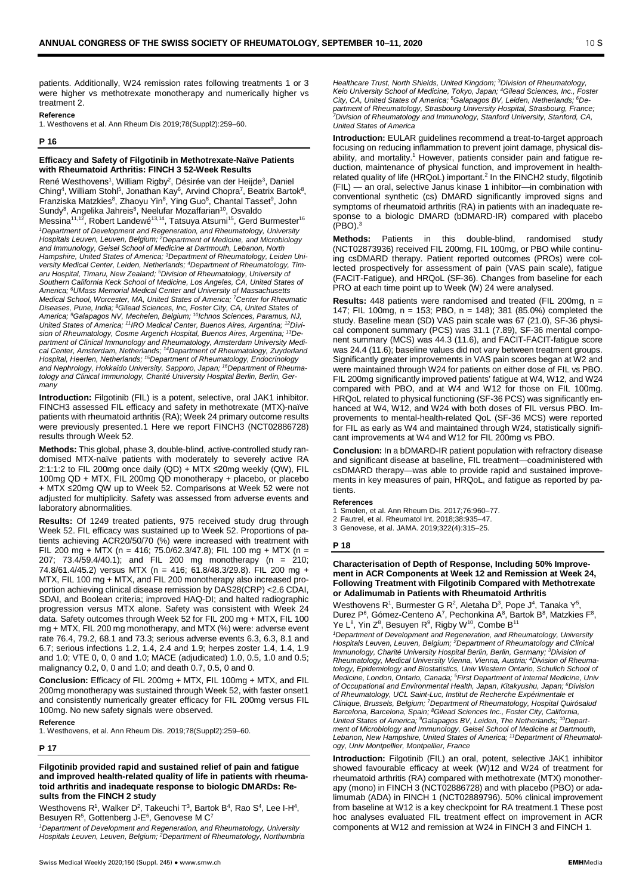patients. Additionally, W24 remission rates following treatments 1 or 3 were higher vs methotrexate monotherapy and numerically higher vs treatment 2.

**Reference**

1. Westhovens et al. Ann Rheum Dis 2019;78(Suppl2):259–60.

## P 16

### Efficacy and Safety of Filgotinib in Methotrexate-Naïve Patients with Rheumatoid Arthritis: FINCH 3 52-Week Results

René Westhovens[1], William Rigby[2], Désirée van der Heijde[3], Daniel Ching[4], William Stohl[5], Jonathan Kay[6], Arvind Chopra[7], Beatrix Bartok[8], Franziska Matzkies[8], Zhaoyu Yin[8], Ying Guo[8], Chantal Tasset[9], John Sundy[8], Angelika Jahreis[8], Neelufar Mozaffarian[10], Osvaldo Messina[11,12], Robert Landewé[13,14], Tatsuya Atsumi[15], Gerd Burmester[16]

*[1]Department of Development and Regeneration, and Rheumatology, University Hospitals Leuven, Leuven, Belgium; [2]Department of Medicine, and Microbiology and Immunology, Geisel School of Medicine at Dartmouth, Lebanon, North Hampshire, United States of America; [3]Department of Rheumatology, Leiden University Medical Center, Leiden, Netherlands; [4]Department of Rheumatology, Timaru Hospital, Timaru, New Zealand; [5]Division of Rheumatology, University of Southern California Keck School of Medicine, Los Angeles, CA, United States of America; [6]UMass Memorial Medical Center and University of Massachusetts Medical School, Worcester, MA, United States of America; [7]Center for Rheumatic Diseases, Pune, India; [8]Gilead Sciences, Inc, Foster City, CA, United States of America; [9]Galapagos NV, Mechelen, Belgium; [10]Ichnos Sciences, Paramus, NJ, United States of America; [11]IRO Medical Center, Buenos Aires, Argentina; [12]Division of Rheumatology, Cosme Argerich Hospital, Buenos Aires, Argentina; [13]Department of Clinical Immunology and Rheumatology, Amsterdam University Medical Center, Amsterdam, Netherlands; [14]Department of Rheumatology, Zuyderland Hospital, Heerlen, Netherlands; [15]Department of Rheumatology, Endocrinology and Nephrology, Hokkaido University, Sapporo, Japan; [16]Department of Rheumatology and Clinical Immunology, Charité University Hospital Berlin, Berlin, Germany*

**Introduction:** Filgotinib (FIL) is a potent, selective, oral JAK1 inhibitor. FINCH3 assessed FIL efficacy and safety in methotrexate (MTX)-naïve patients with rheumatoid arthritis (RA); Week 24 primary outcome results were previously presented.1 Here we report FINCH3 (NCT02886728) results through Week 52.

**Methods:** This global, phase 3, double-blind, active-controlled study randomised MTX-naïve patients with moderately to severely active RA 2:1:1:2 to FIL 200mg once daily (QD) + MTX ≤20mg weekly (QW), FIL 100mg QD + MTX, FIL 200mg QD monotherapy + placebo, or placebo + MTX ≤20mg QW up to Week 52. Comparisons at Week 52 were not adjusted for multiplicity. Safety was assessed from adverse events and laboratory abnormalities.

**Results:** Of 1249 treated patients, 975 received study drug through Week 52. FIL efficacy was sustained up to Week 52. Proportions of patients achieving ACR20/50/70 (%) were increased with treatment with FIL 200 mg + MTX (n = 416; 75.0/62.3/47.8); FIL 100 mg + MTX (n = 207; 73.4/59.4/40.1); and FIL 200 mg monotherapy (n = 210; 74.8/61.4/45.2) versus MTX (n = 416; 61.8/48.3/29.8). FIL 200 mg + MTX, FIL 100 mg + MTX, and FIL 200 monotherapy also increased proportion achieving clinical disease remission by DAS28(CRP) <2.6 CDAI, SDAI, and Boolean criteria; improved HAQ-DI; and halted radiographic progression versus MTX alone. Safety was consistent with Week 24 data. Safety outcomes through Week 52 for FIL 200 mg + MTX, FIL 100 mg + MTX, FIL 200 mg monotherapy, and MTX (%) were: adverse event rate 76.4, 79.2, 68.1 and 73.3; serious adverse events 6.3, 6.3, 8.1 and 6.7; serious infections 1.2, 1.4, 2.4 and 1.9; herpes zoster 1.4, 1.4, 1.9 and 1.0; VTE 0, 0, 0 and 1.0; MACE (adjudicated) 1.0, 0.5, 1.0 and 0.5; malignancy 0.2, 0, 0 and 1.0; and death 0.7, 0.5, 0 and 0.

**Conclusion:** Efficacy of FIL 200mg + MTX, FIL 100mg + MTX, and FIL 200mg monotherapy was sustained through Week 52, with faster onset1 and consistently numerically greater efficacy for FIL 200mg versus FIL 100mg. No new safety signals were observed.

**Reference**

1. Westhovens, et al. Ann Rheum Dis. 2019;78(Suppl2):259–60.

## P 17

### Filgotinib provided rapid and sustained relief of pain and fatigue and improved health-related quality of life in patients with rheumatoid arthritis and inadequate response to biologic DMARDs: Results from the FINCH 2 study

Westhovens R[1], Walker D[2], Takeuchi T[3], Bartok B[4], Rao S[4], Lee I-H[4], Besuyen R[5], Gottenberg J-E[6], Genovese M C[7]

*[1]Department of Development and Regeneration, and Rheumatology, University Hospitals Leuven, Leuven, Belgium; [2]Department of Rheumatology, Northumbria Healthcare Trust, North Shields, United Kingdom; [3]Division of Rheumatology, Keio University School of Medicine, Tokyo, Japan; [4]Gilead Sciences, Inc., Foster City, CA, United States of America; [5]Galapagos BV, Leiden, Netherlands; [6]Department of Rheumatology, Strasbourg University Hospital, Strasbourg, France; [7]Division of Rheumatology and Immunology, Stanford University, Stanford, CA, United States of America*

**Introduction:** EULAR guidelines recommend a treat-to-target approach focusing on reducing inflammation to prevent joint damage, physical disability, and mortality.[1] However, patients consider pain and fatigue reduction, maintenance of physical function, and improvement in health-related quality of life (HRQoL) important.[2] In the FINCH2 study, filgotinib (FIL) — an oral, selective Janus kinase 1 inhibitor—in combination with conventional synthetic (cs) DMARD significantly improved signs and symptoms of rheumatoid arthritis (RA) in patients with an inadequate response to a biologic DMARD (bDMARD-IR) compared with placebo (PBO).[3]

**Methods:** Patients in this double-blind, randomised study (NCT02873936) received FIL 200mg, FIL 100mg, or PBO while continuing csDMARD therapy. Patient reported outcomes (PROs) were collected prospectively for assessment of pain (VAS pain scale), fatigue (FACIT-Fatigue), and HRQoL (SF-36). Changes from baseline for each PRO at each time point up to Week (W) 24 were analysed.

**Results:** 448 patients were randomised and treated (FIL 200mg, n = 147; FIL 100mg, n = 153; PBO, n = 148); 381 (85.0%) completed the study. Baseline mean (SD) VAS pain scale was 67 (21.0), SF-36 physical component summary (PCS) was 31.1 (7.89), SF-36 mental component summary (MCS) was 44.3 (11.6), and FACIT-FACIT-fatigue score was 24.4 (11.6); baseline values did not vary between treatment groups. Significantly greater improvements in VAS pain scores began at W2 and were maintained through W24 for patients on either dose of FIL vs PBO. FIL 200mg significantly improved patients' fatigue at W4, W12, and W24 compared with PBO, and at W4 and W12 for those on FIL 100mg. HRQoL related to physical functioning (SF-36 PCS) was significantly enhanced at W4, W12, and W24 with both doses of FIL versus PBO. Improvements to mental-health-related QoL (SF-36 MCS) were reported for FIL as early as W4 and maintained through W24, statistically significant improvements at W4 and W12 for FIL 200mg vs PBO.

**Conclusion:** In a bDMARD-IR patient population with refractory disease and significant disease at baseline, FIL treatment—coadministered with csDMARD therapy—was able to provide rapid and sustained improvements in key measures of pain, HRQoL, and fatigue as reported by patients.

**References**

1 Smolen, et al. Ann Rheum Dis. 2017;76:960–77.
2 Fautrel, et al. Rheumatol Int. 2018;38:935–47.
3 Genovese, et al. JAMA. 2019;322(4):315–25.

## P 18

### Characterisation of Depth of Response, Including 50% Improvement in ACR Components at Week 12 and Remission at Week 24, Following Treatment with Filgotinib Compared with Methotrexate or Adalimumab in Patients with Rheumatoid Arthritis

Westhovens R[1], Burmester G R[2], Aletaha D[3], Pope J[4], Tanaka Y[5], Durez P[6], Gómez-Centeno A[7], Pechonkina A[8], Bartok B[8], Matzkies F[8], Ye L[8], Yin Z[8], Besuyen R[9], Rigby W[10], Combe B[11]

*[1]Department of Development and Regeneration, and Rheumatology, University Hospitals Leuven, Leuven, Belgium; [2]Department of Rheumatology and Clinical Immunology, Charité University Hospital Berlin, Berlin, Germany; [3]Division of Rheumatology, Medical University Vienna, Vienna, Austria; [4]Division of Rheumatology, Epidemiology and Biostatistics, Univ Western Ontario, Schulich School of Medicine, London, Ontario, Canada; [5]First Department of Internal Medicine, Univ of Occupational and Environmental Health, Japan, Kitakyushu, Japan; [6]Division of Rheumatology, UCL Saint-Luc, Institut de Recherche Expérimentale et Clinique, Brussels, Belgium; [7]Department of Rheumatology, Hospital Quirósalud Barcelona, Barcelona, Spain; [8]Gilead Sciences Inc., Foster City, California, United States of America; [9]Galapagos BV, Leiden, The Netherlands; [10]Department of Microbiology and Immunology, Geisel School of Medicine at Dartmouth, Lebanon, New Hampshire, United States of America; [11]Department of Rheumatology, Univ Montpellier, Montpellier, France*

**Introduction:** Filgotinib (FIL) an oral, potent, selective JAK1 inhibitor showed favourable efficacy at week (W)12 and W24 of treatment for rheumatoid arthritis (RA) compared with methotrexate (MTX) monotherapy (mono) in FINCH 3 (NCT02886728) and with placebo (PBO) or adalimumab (ADA) in FINCH 1 (NCT02889796). 50% clinical improvement from baseline at W12 is a key checkpoint for RA treatment.1 These post hoc analyses evaluated FIL treatment effect on improvement in ACR components at W12 and remission at W24 in FINCH 3 and FINCH 1.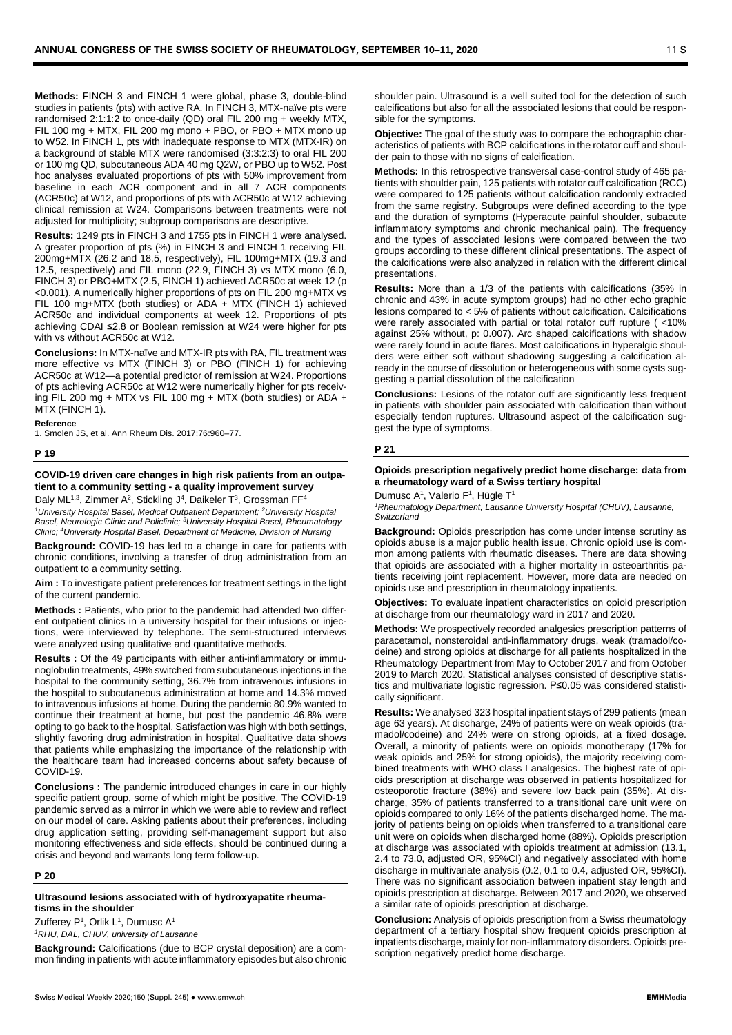**Methods:** FINCH 3 and FINCH 1 were global, phase 3, double-blind studies in patients (pts) with active RA. In FINCH 3, MTX-naïve pts were randomised 2:1:1:2 to once-daily (QD) oral FIL 200 mg + weekly MTX, FIL 100 mg + MTX, FIL 200 mg mono + PBO, or PBO + MTX mono up to W52. In FINCH 1, pts with inadequate response to MTX (MTX-IR) on a background of stable MTX were randomised (3:3:2:3) to oral FIL 200 or 100 mg QD, subcutaneous ADA 40 mg Q2W, or PBO up to W52. Post hoc analyses evaluated proportions of pts with 50% improvement from baseline in each ACR component and in all 7 ACR components (ACR50c) at W12, and proportions of pts with ACR50c at W12 achieving clinical remission at W24. Comparisons between treatments were not adjusted for multiplicity; subgroup comparisons are descriptive.

**Results:** 1249 pts in FINCH 3 and 1755 pts in FINCH 1 were analysed. A greater proportion of pts (%) in FINCH 3 and FINCH 1 receiving FIL 200mg+MTX (26.2 and 18.5, respectively), FIL 100mg+MTX (19.3 and 12.5, respectively) and FIL mono (22.9, FINCH 3) vs MTX mono (6.0, FINCH 3) or PBO+MTX (2.5, FINCH 1) achieved ACR50c at week 12 (p <0.001). A numerically higher proportions of pts on FIL 200 mg+MTX vs FIL 100 mg+MTX (both studies) or ADA + MTX (FINCH 1) achieved ACR50c and individual components at week 12. Proportions of pts achieving CDAI ≤2.8 or Boolean remission at W24 were higher for pts with vs without ACR50c at W12.

**Conclusions:** In MTX-naïve and MTX-IR pts with RA, FIL treatment was more effective vs MTX (FINCH 3) or PBO (FINCH 1) for achieving ACR50c at W12—a potential predictor of remission at W24. Proportions of pts achieving ACR50c at W12 were numerically higher for pts receiving FIL 200 mg + MTX vs FIL 100 mg + MTX (both studies) or ADA + MTX (FINCH 1).

**Reference**

1. Smolen JS, et al. Ann Rheum Dis. 2017;76:960–77.

## P 19

### COVID-19 driven care changes in high risk patients from an outpatient to a community setting - a quality improvement survey

Daly ML[1,3], Zimmer A[2], Stickling J[4], Daikeler T[3], Grossman FF[4]

*[1]University Hospital Basel, Medical Outpatient Department; [2]University Hospital Basel, Neurologic Clinic and Policlinic; [3]University Hospital Basel, Rheumatology Clinic; [4]University Hospital Basel, Department of Medicine, Division of Nursing*

**Background:** COVID-19 has led to a change in care for patients with chronic conditions, involving a transfer of drug administration from an outpatient to a community setting.

**Aim :** To investigate patient preferences for treatment settings in the light of the current pandemic.

**Methods :** Patients, who prior to the pandemic had attended two different outpatient clinics in a university hospital for their infusions or injections, were interviewed by telephone. The semi-structured interviews were analyzed using qualitative and quantitative methods.

**Results :** Of the 49 participants with either anti-inflammatory or immunoglobulin treatments, 49% switched from subcutaneous injections in the hospital to the community setting, 36.7% from intravenous infusions in the hospital to subcutaneous administration at home and 14.3% moved to intravenous infusions at home. During the pandemic 80.9% wanted to continue their treatment at home, but post the pandemic 46.8% were opting to go back to the hospital. Satisfaction was high with both settings, slightly favoring drug administration in hospital. Qualitative data shows that patients while emphasizing the importance of the relationship with the healthcare team had increased concerns about safety because of COVID-19.

**Conclusions :** The pandemic introduced changes in care in our highly specific patient group, some of which might be positive. The COVID-19 pandemic served as a mirror in which we were able to review and reflect on our model of care. Asking patients about their preferences, including drug application setting, providing self-management support but also monitoring effectiveness and side effects, should be continued during a crisis and beyond and warrants long term follow-up.

## P 20

### Ultrasound lesions associated with of hydroxyapatite rheumatisms in the shoulder

Zufferey P[1], Orlik L[1], Dumusc A[1]

*[1]RHU, DAL, CHUV, university of Lausanne*

**Background:** Calcifications (due to BCP crystal deposition) are a common finding in patients with acute inflammatory episodes but also chronic shoulder pain. Ultrasound is a well suited tool for the detection of such calcifications but also for all the associated lesions that could be responsible for the symptoms.

**Objective:** The goal of the study was to compare the echographic characteristics of patients with BCP calcifications in the rotator cuff and shoulder pain to those with no signs of calcification.

**Methods:** In this retrospective transversal case-control study of 465 patients with shoulder pain, 125 patients with rotator cuff calcification (RCC) were compared to 125 patients without calcification randomly extracted from the same registry. Subgroups were defined according to the type and the duration of symptoms (Hyperacute painful shoulder, subacute inflammatory symptoms and chronic mechanical pain). The frequency and the types of associated lesions were compared between the two groups according to these different clinical presentations. The aspect of the calcifications were also analyzed in relation with the different clinical presentations.

**Results:** More than a 1/3 of the patients with calcifications (35% in chronic and 43% in acute symptom groups) had no other echo graphic lesions compared to < 5% of patients without calcification. Calcifications were rarely associated with partial or total rotator cuff rupture ( <10% against 25% without, p: 0.007). Arc shaped calcifications with shadow were rarely found in acute flares. Most calcifications in hyperalgic shoulders were either soft without shadowing suggesting a calcification already in the course of dissolution or heterogeneous with some cysts suggesting a partial dissolution of the calcification

**Conclusions:** Lesions of the rotator cuff are significantly less frequent in patients with shoulder pain associated with calcification than without especially tendon ruptures. Ultrasound aspect of the calcification suggest the type of symptoms.

## P 21

### Opioids prescription negatively predict home discharge: data from a rheumatology ward of a Swiss tertiary hospital

Dumusc A[1], Valerio F[1], Hügle T[1]

*[1]Rheumatology Department, Lausanne University Hospital (CHUV), Lausanne, Switzerland*

**Background:** Opioids prescription has come under intense scrutiny as opioids abuse is a major public health issue. Chronic opioid use is common among patients with rheumatic diseases. There are data showing that opioids are associated with a higher mortality in osteoarthritis patients receiving joint replacement. However, more data are needed on opioids use and prescription in rheumatology inpatients.

**Objectives:** To evaluate inpatient characteristics on opioid prescription at discharge from our rheumatology ward in 2017 and 2020.

**Methods:** We prospectively recorded analgesics prescription patterns of paracetamol, nonsteroidal anti-inflammatory drugs, weak (tramadol/codeine) and strong opioids at discharge for all patients hospitalized in the Rheumatology Department from May to October 2017 and from October 2019 to March 2020. Statistical analyses consisted of descriptive statistics and multivariate logistic regression. P≤0.05 was considered statistically significant.

**Results:** We analysed 323 hospital inpatient stays of 299 patients (mean age 63 years). At discharge, 24% of patients were on weak opioids (tramadol/codeine) and 24% were on strong opioids, at a fixed dosage. Overall, a minority of patients were on opioids monotherapy (17% for weak opioids and 25% for strong opioids), the majority receiving combined treatments with WHO class I analgesics. The highest rate of opioids prescription at discharge was observed in patients hospitalized for osteoporotic fracture (38%) and severe low back pain (35%). At discharge, 35% of patients transferred to a transitional care unit were on opioids compared to only 16% of the patients discharged home. The majority of patients being on opioids when transferred to a transitional care unit were on opioids when discharged home (88%). Opioids prescription at discharge was associated with opioids treatment at admission (13.1, 2.4 to 73.0, adjusted OR, 95%CI) and negatively associated with home discharge in multivariate analysis (0.2, 0.1 to 0.4, adjusted OR, 95%CI). There was no significant association between inpatient stay length and opioids prescription at discharge. Between 2017 and 2020, we observed a similar rate of opioids prescription at discharge.

**Conclusion:** Analysis of opioids prescription from a Swiss rheumatology department of a tertiary hospital show frequent opioids prescription at inpatients discharge, mainly for non-inflammatory disorders. Opioids prescription negatively predict home discharge.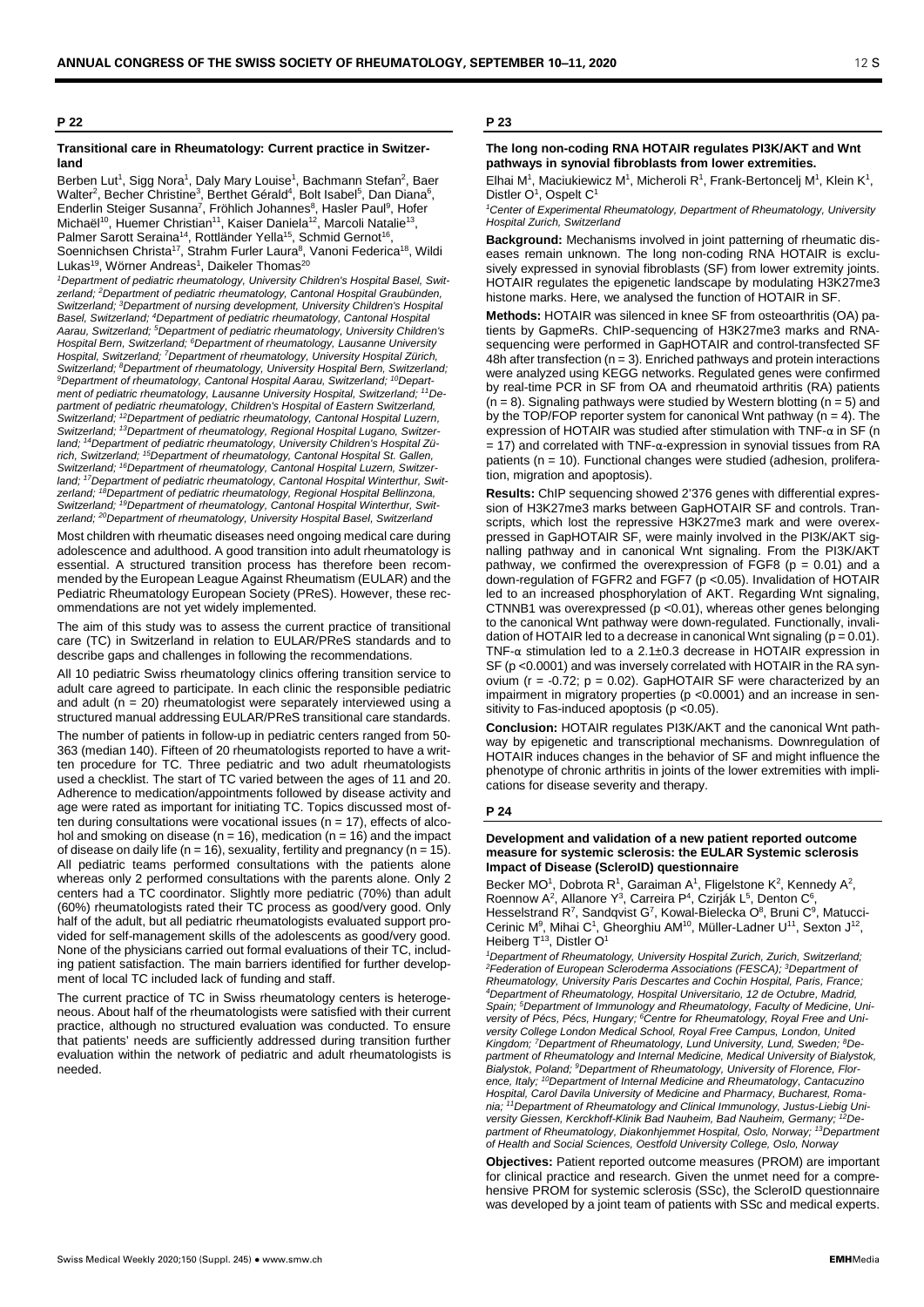## P 22

### Transitional care in Rheumatology: Current practice in Switzerland

Berben Lut[1], Sigg Nora[1], Daly Mary Louise[1], Bachmann Stefan[2], Baer Walter[2], Becher Christine[3], Berthet Gérald[4], Bolt Isabel[5], Dan Diana[6], Enderlin Steiger Susanna[7], Fröhlich Johannes[8], Hasler Paul[9], Hofer Michaël[10], Huemer Christian[11], Kaiser Daniela[12], Marcoli Natalie[13], Palmer Sarott Seraina[14], Rottländer Yella[15], Schmid Gernot[16], Soennichsen Christa[17], Strahm Furler Laura[8], Vanoni Federica[18], Wildi Lukas[19], Wörner Andreas[1], Daikeler Thomas[20]

*[1]Department of pediatric rheumatology, University Children's Hospital Basel, Switzerland; [2]Department of pediatric rheumatology, Cantonal Hospital Graubünden, Switzerland; [3]Department of nursing development, University Children's Hospital Basel, Switzerland; [4]Department of pediatric rheumatology, Cantonal Hospital Aarau, Switzerland; [5]Department of pediatric rheumatology, University Children's Hospital Bern, Switzerland; [6]Department of rheumatology, Lausanne University Hospital, Switzerland; [7]Department of rheumatology, University Hospital Zürich, Switzerland; [8]Department of rheumatology, University Hospital Bern, Switzerland; [9]Department of rheumatology, Cantonal Hospital Aarau, Switzerland; [10]Department of pediatric rheumatology, Lausanne University Hospital, Switzerland; [11]Department of pediatric rheumatology, Children's Hospital of Eastern Switzerland, Switzerland; [12]Department of pediatric rheumatology, Cantonal Hospital Luzern, Switzerland; [13]Department of rheumatology, Regional Hospital Lugano, Switzerland; [14]Department of pediatric rheumatology, University Children's Hospital Zürich, Switzerland; [15]Department of rheumatology, Cantonal Hospital St. Gallen, Switzerland; [16]Department of rheumatology, Cantonal Hospital Luzern, Switzerland; [17]Department of pediatric rheumatology, Cantonal Hospital Winterthur, Switzerland; [18]Department of pediatric rheumatology, Regional Hospital Bellinzona, Switzerland; [19]Department of rheumatology, Cantonal Hospital Winterthur, Switzerland; [20]Department of rheumatology, University Hospital Basel, Switzerland*

Most children with rheumatic diseases need ongoing medical care during adolescence and adulthood. A good transition into adult rheumatology is essential. A structured transition process has therefore been recommended by the European League Against Rheumatism (EULAR) and the Pediatric Rheumatology European Society (PReS). However, these recommendations are not yet widely implemented.

The aim of this study was to assess the current practice of transitional care (TC) in Switzerland in relation to EULAR/PReS standards and to describe gaps and challenges in following the recommendations.

All 10 pediatric Swiss rheumatology clinics offering transition service to adult care agreed to participate. In each clinic the responsible pediatric and adult (n = 20) rheumatologist were separately interviewed using a structured manual addressing EULAR/PReS transitional care standards.

The number of patients in follow-up in pediatric centers ranged from 50-363 (median 140). Fifteen of 20 rheumatologists reported to have a written procedure for TC. Three pediatric and two adult rheumatologists used a checklist. The start of TC varied between the ages of 11 and 20. Adherence to medication/appointments followed by disease activity and age were rated as important for initiating TC. Topics discussed most often during consultations were vocational issues (n = 17), effects of alcohol and smoking on disease (n = 16), medication (n = 16) and the impact of disease on daily life (n = 16), sexuality, fertility and pregnancy (n = 15). All pediatric teams performed consultations with the patients alone whereas only 2 performed consultations with the parents alone. Only 2 centers had a TC coordinator. Slightly more pediatric (70%) than adult (60%) rheumatologists rated their TC process as good/very good. Only half of the adult, but all pediatric rheumatologists evaluated support provided for self-management skills of the adolescents as good/very good. None of the physicians carried out formal evaluations of their TC, including patient satisfaction. The main barriers identified for further development of local TC included lack of funding and staff.

The current practice of TC in Swiss rheumatology centers is heterogeneous. About half of the rheumatologists were satisfied with their current practice, although no structured evaluation was conducted. To ensure that patients' needs are sufficiently addressed during transition further evaluation within the network of pediatric and adult rheumatologists is needed.

## P 23

### The long non-coding RNA HOTAIR regulates PI3K/AKT and Wnt pathways in synovial fibroblasts from lower extremities.

Elhai M[1], Maciukiewicz M[1], Micheroli R[1], Frank-Bertoncelj M[1], Klein K[1], Distler O[1], Ospelt C[1]

*[1]Center of Experimental Rheumatology, Department of Rheumatology, University Hospital Zurich, Switzerland*

**Background:** Mechanisms involved in joint patterning of rheumatic diseases remain unknown. The long non-coding RNA HOTAIR is exclusively expressed in synovial fibroblasts (SF) from lower extremity joints. HOTAIR regulates the epigenetic landscape by modulating H3K27me3 histone marks. Here, we analysed the function of HOTAIR in SF.

**Methods:** HOTAIR was silenced in knee SF from osteoarthritis (OA) patients by GapmeRs. ChIP-sequencing of H3K27me3 marks and RNA-sequencing were performed in GapHOTAIR and control-transfected SF 48h after transfection (n = 3). Enriched pathways and protein interactions were analyzed using KEGG networks. Regulated genes were confirmed by real-time PCR in SF from OA and rheumatoid arthritis (RA) patients (n = 8). Signaling pathways were studied by Western blotting (n = 5) and by the TOP/FOP reporter system for canonical Wnt pathway (n = 4). The expression of HOTAIR was studied after stimulation with TNF-α in SF (n = 17) and correlated with TNF-α-expression in synovial tissues from RA patients (n = 10). Functional changes were studied (adhesion, proliferation, migration and apoptosis).

**Results:** ChIP sequencing showed 2'376 genes with differential expression of H3K27me3 marks between GapHOTAIR SF and controls. Transcripts, which lost the repressive H3K27me3 mark and were overexpressed in GapHOTAIR SF, were mainly involved in the PI3K/AKT signalling pathway and in canonical Wnt signaling. From the PI3K/AKT pathway, we confirmed the overexpression of FGF8 ($p = 0.01$) and a down-regulation of FGFR2 and FGF7 ($p < 0.05$). Invalidation of HOTAIR led to an increased phosphorylation of AKT. Regarding Wnt signaling, CTNNB1 was overexpressed ($p < 0.01$), whereas other genes belonging to the canonical Wnt pathway were down-regulated. Functionally, invalidation of HOTAIR led to a decrease in canonical Wnt signaling ($p = 0.01$). TNF-α stimulation led to a 2.1±0.3 decrease in HOTAIR expression in SF ($p < 0.0001$) and was inversely correlated with HOTAIR in the RA synovium ($r = -0.72$; $p = 0.02$). GapHOTAIR SF were characterized by an impairment in migratory properties ($p < 0.0001$) and an increase in sensitivity to Fas-induced apoptosis ($p < 0.05$).

**Conclusion:** HOTAIR regulates PI3K/AKT and the canonical Wnt pathway by epigenetic and transcriptional mechanisms. Downregulation of HOTAIR induces changes in the behavior of SF and might influence the phenotype of chronic arthritis in joints of the lower extremities with implications for disease severity and therapy.

## P 24

### Development and validation of a new patient reported outcome measure for systemic sclerosis: the EULAR Systemic sclerosis Impact of Disease (ScleroID) questionnaire

Becker MO[1], Dobrota R[1], Garaiman A[1], Fligelstone K[2], Kennedy A[2], Roennow A[2], Allanore Y[3], Carreira P[4], Czirják L[5], Denton C[6], Hesselstrand R[7], Sandqvist G[7], Kowal-Bielecka O[8], Bruni C[9], Matucci-Cerinic M[9], Mihai C[1], Gheorghiu AM[10], Müller-Ladner U[11], Sexton J[12], Heiberg T[13], Distler O[1]

*[1]Department of Rheumatology, University Hospital Zurich, Zurich, Switzerland; [2]Federation of European Scleroderma Associations (FESCA); [3]Department of Rheumatology, University Paris Descartes and Cochin Hospital, Paris, France; [4]Department of Rheumatology, Hospital Universitario, 12 de Octubre, Madrid, Spain; [5]Department of Immunology and Rheumatology, Faculty of Medicine, University of Pécs, Pécs, Hungary; [6]Centre for Rheumatology, Royal Free and University College London Medical School, Royal Free Campus, London, United Kingdom; [7]Department of Rheumatology, Lund University, Lund, Sweden; [8]Department of Rheumatology and Internal Medicine, Medical University of Bialystok, Bialystok, Poland; [9]Department of Rheumatology, University of Florence, Florence, Italy; [10]Department of Internal Medicine and Rheumatology, Cantacuzino Hospital, Carol Davila University of Medicine and Pharmacy, Bucharest, Romania; [11]Department of Rheumatology and Clinical Immunology, Justus-Liebig University Giessen, Kerckhoff-Klinik Bad Nauheim, Bad Nauheim, Germany; [12]Department of Rheumatology, Diakonhjemmet Hospital, Oslo, Norway; [13]Department of Health and Social Sciences, Oestfold University College, Oslo, Norway*

**Objectives:** Patient reported outcome measures (PROM) are important for clinical practice and research. Given the unmet need for a comprehensive PROM for systemic sclerosis (SSc), the ScleroID questionnaire was developed by a joint team of patients with SSc and medical experts.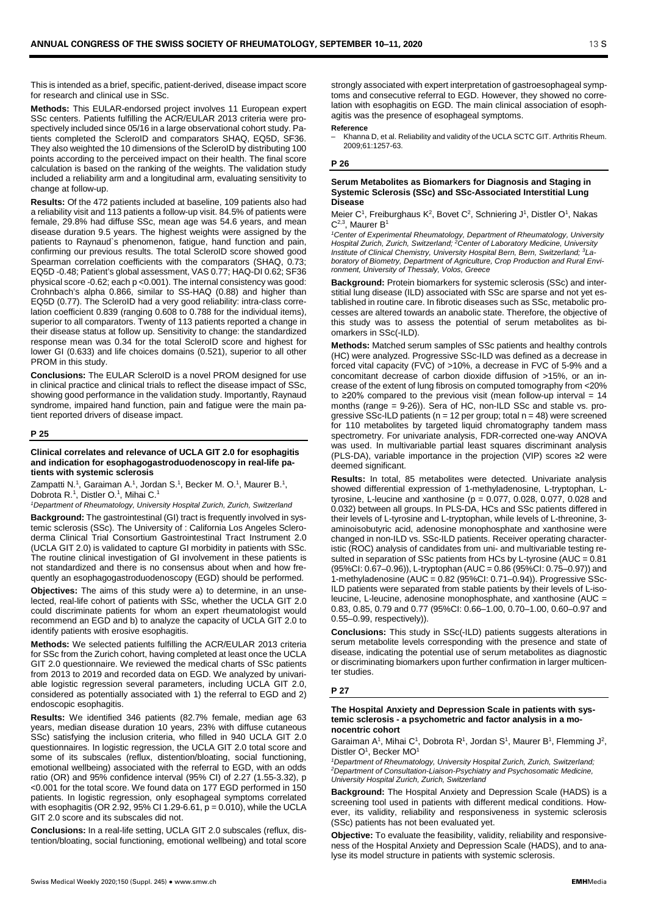This is intended as a brief, specific, patient-derived, disease impact score for research and clinical use in SSc.

**Methods:** This EULAR-endorsed project involves 11 European expert SSc centers. Patients fulfilling the ACR/EULAR 2013 criteria were prospectively included since 05/16 in a large observational cohort study. Patients completed the ScleroID and comparators SHAQ, EQ5D, SF36. They also weighted the 10 dimensions of the ScleroID by distributing 100 points according to the perceived impact on their health. The final score calculation is based on the ranking of the weights. The validation study included a reliability arm and a longitudinal arm, evaluating sensitivity to change at follow-up.

**Results:** Of the 472 patients included at baseline, 109 patients also had a reliability visit and 113 patients a follow-up visit. 84.5% of patients were female, 29.8% had diffuse SSc, mean age was 54.6 years, and mean disease duration 9.5 years. The highest weights were assigned by the patients to Raynaud`s phenomenon, fatigue, hand function and pain, confirming our previous results. The total ScleroID score showed good Spearman correlation coefficients with the comparators (SHAQ, 0.73; EQ5D -0.48; Patient's global assessment, VAS 0.77; HAQ-DI 0.62; SF36 physical score -0.62; each p <0.001). The internal consistency was good: Crohnbach's alpha 0.866, similar to SS-HAQ (0.88) and higher than EQ5D (0.77). The ScleroID had a very good reliability: intra-class correlation coefficient 0.839 (ranging 0.608 to 0.788 for the individual items), superior to all comparators. Twenty of 113 patients reported a change in their disease status at follow up. Sensitivity to change: the standardized response mean was 0.34 for the total ScleroID score and highest for lower GI (0.633) and life choices domains (0.521), superior to all other PROM in this study.

**Conclusions:** The EULAR ScleroID is a novel PROM designed for use in clinical practice and clinical trials to reflect the disease impact of SSc, showing good performance in the validation study. Importantly, Raynaud syndrome, impaired hand function, pain and fatigue were the main patient reported drivers of disease impact.

## P 25

### Clinical correlates and relevance of UCLA GIT 2.0 for esophagitis and indication for esophagogastroduodenoscopy in real-life patients with systemic sclerosis

Zampatti N.[1], Garaiman A.[1], Jordan S.[1], Becker M. O.[1], Maurer B.[1], Dobrota R.[1], Distler O.[1], Mihai C.[1]

*[1]Department of Rheumatology, University Hospital Zurich, Zurich, Switzerland*

**Background:** The gastrointestinal (GI) tract is frequently involved in systemic sclerosis (SSc). The University of : California Los Angeles Scleroderma Clinical Trial Consortium Gastrointestinal Tract Instrument 2.0 (UCLA GIT 2.0) is validated to capture GI morbidity in patients with SSc. The routine clinical investigation of GI involvement in these patients is not standardized and there is no consensus about when and how frequently an esophagogastroduodenoscopy (EGD) should be performed.

**Objectives:** The aims of this study were a) to determine, in an unselected, real-life cohort of patients with SSc, whether the UCLA GIT 2.0 could discriminate patients for whom an expert rheumatologist would recommend an EGD and b) to analyze the capacity of UCLA GIT 2.0 to identify patients with erosive esophagitis.

**Methods:** We selected patients fulfilling the ACR/EULAR 2013 criteria for SSc from the Zurich cohort, having completed at least once the UCLA GIT 2.0 questionnaire. We reviewed the medical charts of SSc patients from 2013 to 2019 and recorded data on EGD. We analyzed by univariable logistic regression several parameters, including UCLA GIT 2.0, considered as potentially associated with 1) the referral to EGD and 2) endoscopic esophagitis.

**Results:** We identified 346 patients (82.7% female, median age 63 years, median disease duration 10 years, 23% with diffuse cutaneous SSc) satisfying the inclusion criteria, who filled in 940 UCLA GIT 2.0 questionnaires. In logistic regression, the UCLA GIT 2.0 total score and some of its subscales (reflux, distention/bloating, social functioning, emotional wellbeing) associated with the referral to EGD, with an odds ratio (OR) and 95% confidence interval (95% CI) of 2.27 (1.55-3.32), p <0.001 for the total score. We found data on 177 EGD performed in 150 patients. In logistic regression, only esophageal symptoms correlated with esophagitis (OR 2.92, 95% CI 1.29-6.61, p = 0.010), while the UCLA GIT 2.0 score and its subscales did not.

**Conclusions:** In a real-life setting, UCLA GIT 2.0 subscales (reflux, distention/bloating, social functioning, emotional wellbeing) and total score strongly associated with expert interpretation of gastroesophageal symptoms and consecutive referral to EGD. However, they showed no correlation with esophagitis on EGD. The main clinical association of esophagitis was the presence of esophageal symptoms.

**Reference**

– Khanna D, et al. Reliability and validity of the UCLA SCTC GIT. Arthritis Rheum. 2009;61:1257-63.

## P 26

### Serum Metabolites as Biomarkers for Diagnosis and Staging in Systemic Sclerosis (SSc) and SSc-Associated Interstitial Lung Disease

Meier C[1], Freiburghaus K[2], Bovet C[2], Schniering J[1], Distler O[1], Nakas C[2,3], Maurer B[1]

*[1]Center of Experimental Rheumatology, Department of Rheumatology, University Hospital Zurich, Zurich, Switzerland; [2]Center of Laboratory Medicine, University Institute of Clinical Chemistry, University Hospital Bern, Bern, Switzerland; [3]Laboratory of Biometry, Department of Agriculture, Crop Production and Rural Environment, University of Thessaly, Volos, Greece*

**Background:** Protein biomarkers for systemic sclerosis (SSc) and interstitial lung disease (ILD) associated with SSc are sparse and not yet established in routine care. In fibrotic diseases such as SSc, metabolic processes are altered towards an anabolic state. Therefore, the objective of this study was to assess the potential of serum metabolites as biomarkers in SSc(-ILD).

**Methods:** Matched serum samples of SSc patients and healthy controls (HC) were analyzed. Progressive SSc-ILD was defined as a decrease in forced vital capacity (FVC) of >10%, a decrease in FVC of 5-9% and a concomitant decrease of carbon dioxide diffusion of >15%, or an increase of the extent of lung fibrosis on computed tomography from <20% to ≥20% compared to the previous visit (mean follow-up interval = 14 months (range = 9-26)). Sera of HC, non-ILD SSc and stable vs. progressive SSc-ILD patients (n = 12 per group; total n = 48) were screened for 110 metabolites by targeted liquid chromatography tandem mass spectrometry. For univariate analysis, FDR-corrected one-way ANOVA was used. In multivariable partial least squares discriminant analysis (PLS-DA), variable importance in the projection (VIP) scores ≥2 were deemed significant.

**Results:** In total, 85 metabolites were detected. Univariate analysis showed differential expression of 1-methyladenosine, L-tryptophan, L-tyrosine, L-leucine and xanthosine (p = 0.077, 0.028, 0.077, 0.028 and 0.032) between all groups. In PLS-DA, HCs and SSc patients differed in their levels of L-tyrosine and L-tryptophan, while levels of L-threonine, 3-aminoisobutyric acid, adenosine monophosphate and xanthosine were changed in non-ILD vs. SSc-ILD patients. Receiver operating characteristic (ROC) analysis of candidates from uni- and multivariable testing resulted in separation of SSc patients from HCs by L-tyrosine (AUC = 0.81 (95%CI: 0.67–0.96)), L-tryptophan (AUC = 0.86 (95%CI: 0.75–0.97)) and 1-methyladenosine (AUC = 0.82 (95%CI: 0.71–0.94)). Progressive SSc-ILD patients were separated from stable patients by their levels of L-isoleucine, L-leucine, adenosine monophosphate, and xanthosine (AUC = 0.83, 0.85, 0.79 and 0.77 (95%CI: 0.66–1.00, 0.70–1.00, 0.60–0.97 and 0.55–0.99, respectively)).

**Conclusions:** This study in SSc(-ILD) patients suggests alterations in serum metabolite levels corresponding with the presence and state of disease, indicating the potential use of serum metabolites as diagnostic or discriminating biomarkers upon further confirmation in larger multicenter studies.

## P 27

### The Hospital Anxiety and Depression Scale in patients with systemic sclerosis - a psychometric and factor analysis in a monocentric cohort

Garaiman A[1], Mihai C[1], Dobrota R[1], Jordan S[1], Maurer B[1], Flemming J[2], Distler O[1], Becker MO[1]

*[1]Department of Rheumatology, University Hospital Zurich, Zurich, Switzerland; [2]Department of Consultation-Liaison-Psychiatry and Psychosomatic Medicine, University Hospital Zurich, Zurich, Switzerland*

**Background:** The Hospital Anxiety and Depression Scale (HADS) is a screening tool used in patients with different medical conditions. However, its validity, reliability and responsiveness in systemic sclerosis (SSc) patients has not been evaluated yet.

**Objective:** To evaluate the feasibility, validity, reliability and responsiveness of the Hospital Anxiety and Depression Scale (HADS), and to analyse its model structure in patients with systemic sclerosis.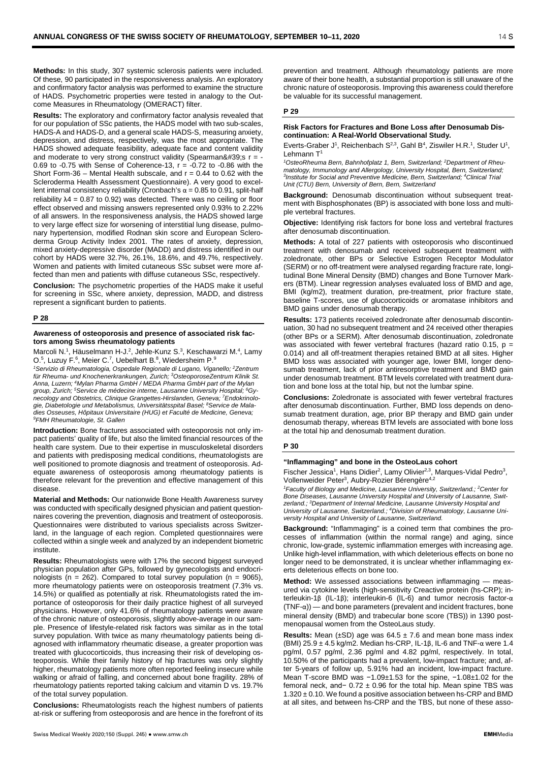**Methods:** In this study, 307 systemic sclerosis patients were included. Of these, 90 participated in the responsiveness analysis. An exploratory and confirmatory factor analysis was performed to examine the structure of HADS. Psychometric properties were tested in analogy to the Outcome Measures in Rheumatology (OMERACT) filter.

**Results:** The exploratory and confirmatory factor analysis revealed that for our population of SSc patients, the HADS model with two sub-scales, HADS-A and HADS-D, and a general scale HADS-S, measuring anxiety, depression, and distress, respectively, was the most appropriate. The HADS showed adequate feasibility, adequate face and content validity and moderate to very strong construct validity (Spearman&#39;s r = -0.69 to -0.75 with Sense of Coherence-13, r = -0.72 to -0.86 with the Short Form-36 – Mental Health subscale, and r = 0.44 to 0.62 with the Scleroderma Health Assessment Questionnaire). A very good to excellent internal consistency reliability (Cronbach's α = 0.85 to 0.91, split-half reliability λ4 = 0.87 to 0.92) was detected. There was no ceiling or floor effect observed and missing answers represented only 0.93% to 2.22% of all answers. In the responsiveness analysis, the HADS showed large to very large effect size for worsening of interstitial lung disease, pulmonary hypertension, modified Rodnan skin score and European Scleroderma Group Activity Index 2001. The rates of anxiety, depression, mixed anxiety-depressive disorder (MADD) and distress identified in our cohort by HADS were 32.7%, 26.1%, 18.6%, and 49.7%, respectively. Women and patients with limited cutaneous SSc subset were more affected than men and patients with diffuse cutaneous SSc, respectively.

**Conclusion:** The psychometric properties of the HADS make it useful for screening in SSc, where anxiety, depression, MADD, and distress represent a significant burden to patients.

## P 28

### Awareness of osteoporosis and presence of associated risk factors among Swiss rheumatology patients

Marcoli N.[1], Häuselmann H-J.[2], Jehle-Kunz S.[3], Keschawarzi M.[4], Lamy O.[5], Luzuy F.[6], Meier C.[7], Uebelhart B.[8], Wiedersheim P.[9]

*[1]Servizio di Rheumatologia, Ospedale Regionale di Lugano, Viganello; [2]Zentrum für Rheuma- und Knochenerkrankungen, Zurich; [3]OsteoporoseZentrum Klinik St. Anna, Luzern; [4]Mylan Pharma GmbH / MEDA Pharma GmbH part of the Mylan group, Zurich; [5]Service de médecine interne, Lausanne University Hospital; [6]Gynecology and Obstetrics, Clinique Grangettes-Hirslanden, Geneva; [7]Endokrinologie, Diabetologie und Metabolismus, Universitätsspital Basel; [8]Service de Maladies Osseuses, Hôpitaux Universitaire (HUG) et Faculté de Medicine, Geneva; [9]FMH Rheumatologie, St. Gallen*

**Introduction:** Bone fractures associated with osteoporosis not only impact patients' quality of life, but also the limited financial resources of the health care system. Due to their expertise in musculoskeletal disorders and patients with predisposing medical conditions, rheumatologists are well positioned to promote diagnosis and treatment of osteoporosis. Adequate awareness of osteoporosis among rheumatology patients is therefore relevant for the prevention and effective management of this disease.

**Material and Methods:** Our nationwide Bone Health Awareness survey was conducted with specifically designed physician and patient questionnaires covering the prevention, diagnosis and treatment of osteoporosis. Questionnaires were distributed to various specialists across Switzerland, in the language of each region. Completed questionnaires were collected within a single week and analyzed by an independent biometric institute.

**Results:** Rheumatologists were with 17% the second biggest surveyed physician population after GPs, followed by gynecologists and endocrinologists (n = 262). Compared to total survey population (n = 9065), more rheumatology patients were on osteoporosis treatment (7.3% vs. 14.5%) or qualified as potentially at risk. Rheumatologists rated the importance of osteoporosis for their daily practice highest of all surveyed physicians. However, only 41.6% of rheumatology patients were aware of the chronic nature of osteoporosis, slightly above-average in our sample. Presence of lifestyle-related risk factors was similar as in the total survey population. With twice as many rheumatology patients being diagnosed with inflammatory rheumatic disease, a greater proportion was treated with glucocorticoids, thus increasing their risk of developing osteoporosis. While their family history of hip fractures was only slightly higher, rheumatology patients more often reported feeling insecure while walking or afraid of falling, and concerned about bone fragility. 28% of rheumatology patients reported taking calcium and vitamin D vs. 19.7% of the total survey population.

**Conclusions:** Rheumatologists reach the highest numbers of patients at-risk or suffering from osteoporosis and are hence in the forefront of its prevention and treatment. Although rheumatology patients are more aware of their bone health, a substantial proportion is still unaware of the chronic nature of osteoporosis. Improving this awareness could therefore be valuable for its successful management.

## P 29

### Risk Factors for Fractures and Bone Loss after Denosumab Discontinuation: A Real-World Observational Study.

Everts-Graber J[1], Reichenbach S[2,3], Gahl B[4], Ziswiler H.R.[1], Studer U[1], Lehmann T[1]

*[1]OsteoRheuma Bern, Bahnhofplatz 1, Bern, Switzerland; [2]Department of Rheumatology, Immunology and Allergology, University Hospital, Bern, Switzerland; [3]Institute for Social and Preventive Medicine, Bern, Switzerland; [4]Clinical Trial Unit (CTU) Bern, University of Bern, Bern, Switzerland*

**Background:** Denosumab discontinuation without subsequent treatment with Bisphosphonates (BP) is associated with bone loss and multiple vertebral fractures.

**Objective:** Identifying risk factors for bone loss and vertebral fractures after denosumab discontinuation.

**Methods:** A total of 227 patients with osteoporosis who discontinued treatment with denosumab and received subsequent treatment with zoledronate, other BPs or Selective Estrogen Receptor Modulator (SERM) or no off-treatment were analysed regarding fracture rate, longitudinal Bone Mineral Density (BMD) changes and Bone Turnover Markers (BTM). Linear regression analyses evaluated loss of BMD and age, BMI (kg/m2), treatment duration, pre-treatment, prior fracture state, baseline T-scores, use of glucocorticoids or aromatase inhibitors and BMD gains under denosumab therapy.

**Results:** 173 patients received zoledronate after denosumab discontinuation, 30 had no subsequent treatment and 24 received other therapies (other BPs or a SERM). After denosumab discontinuation, zoledronate was associated with fewer vertebral fractures (hazard ratio 0.15, p = 0.014) and all off-treatment therapies retained BMD at all sites. Higher BMD loss was associated with younger age, lower BMI, longer denosumab treatment, lack of prior antiresorptive treatment and BMD gain under denosumab treatment. BTM levels correlated with treatment duration and bone loss at the total hip, but not the lumbar spine.

**Conclusions:** Zoledronate is associated with fewer vertebral fractures after denosumab discontinuation. Further, BMD loss depends on denosumab treatment duration, age, prior BP therapy and BMD gain under denosumab therapy, whereas BTM levels are associated with bone loss at the total hip and denosumab treatment duration.

## P 30

### "Inflammaging" and bone in the OsteoLaus cohort

Fischer Jessica[1], Hans Didier[2], Lamy Olivier[2,3], Marques-Vidal Pedro[3], Vollenweider Peter[3], Aubry-Rozier Bérengère[4,2]

*[1]Faculty of Biology and Medicine, Lausanne University, Switzerland.; [2]Center for Bone Diseases, Lausanne University Hospital and University of Lausanne, Switzerland.; [3]Department of Internal Medicine, Lausanne University Hospital and University of Lausanne, Switzerland.; [4]Division of Rheumatology, Lausanne University Hospital and University of Lausanne, Switzerland.*

**Background:** "Inflammaging" is a coined term that combines the processes of inflammation (within the normal range) and aging, since chronic, low-grade, systemic inflammation emerges with increasing age. Unlike high-level inflammation, with which deleterious effects on bone no longer need to be demonstrated, it is unclear whether inflammaging exerts deleterious effects on bone too.

**Method:** We assessed associations between inflammaging — measured via cytokine levels (high-sensitivity Creactive protein (hs-CRP); interleukin-1β (IL-1β); interleukin-6 (IL-6) and tumor necrosis factor-α (TNF-α)) — and bone parameters (prevalent and incident fractures, bone mineral density (BMD) and trabecular bone score (TBS)) in 1390 postmenopausal women from the OsteoLaus study.

**Results:** Mean (±SD) age was 64.5 ± 7.6 and mean bone mass index (BMI) 25.9 ± 4.5 kg/m2. Median hs-CRP, IL-1β, IL-6 and TNF-α were 1.4 pg/ml, 0.57 pg/ml, 2.36 pg/ml and 4.82 pg/ml, respectively. In total, 10.50% of the participants had a prevalent, low-impact fracture; and, after 5-years of follow up, 5.91% had an incident, low-impact fracture. Mean T-score BMD was −1.09±1.53 for the spine, −1.08±1.02 for the femoral neck, and− 0.72 ± 0.96 for the total hip. Mean spine TBS was 1.320 ± 0.10. We found a positive association between hs-CRP and BMD at all sites, and between hs-CRP and the TBS, but none of these asso-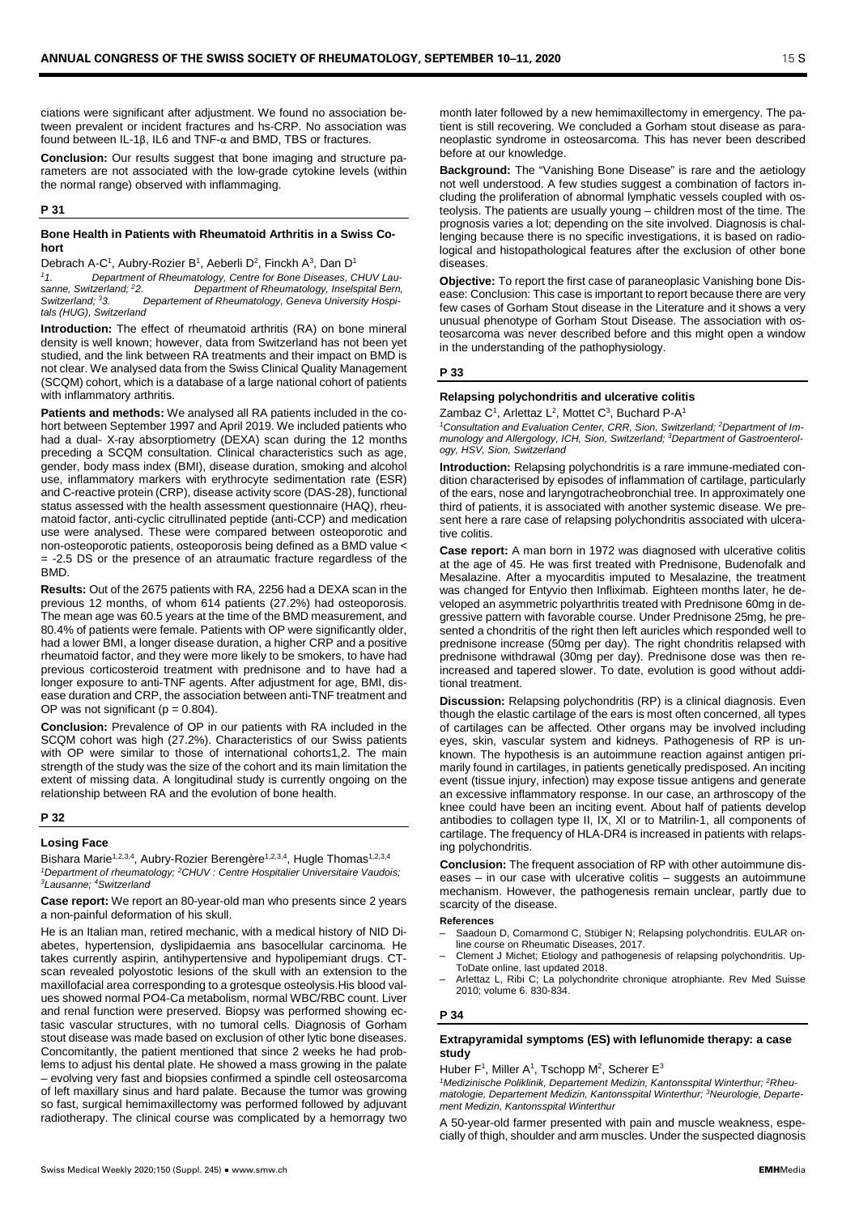ciations were significant after adjustment. We found no association between prevalent or incident fractures and hs-CRP. No association was found between IL-1β, IL6 and TNF-α and BMD, TBS or fractures.

**Conclusion:** Our results suggest that bone imaging and structure parameters are not associated with the low-grade cytokine levels (within the normal range) observed with inflammaging.

## P 31

### Bone Health in Patients with Rheumatoid Arthritis in a Swiss Cohort

Debrach A-C[1], Aubry-Rozier B[1], Aeberli D[2], Finckh A[3], Dan D[1]

*[1]1. Department of Rheumatology, Centre for Bone Diseases, CHUV Lausanne, Switzerland; [2]2. Department of Rheumatology, Inselspital Bern, Switzerland; [3]3. Departement of Rheumatology, Geneva University Hospitals (HUG), Switzerland*

**Introduction:** The effect of rheumatoid arthritis (RA) on bone mineral density is well known; however, data from Switzerland has not been yet studied, and the link between RA treatments and their impact on BMD is not clear. We analysed data from the Swiss Clinical Quality Management (SCQM) cohort, which is a database of a large national cohort of patients with inflammatory arthritis.

**Patients and methods:** We analysed all RA patients included in the cohort between September 1997 and April 2019. We included patients who had a dual- X-ray absorptiometry (DEXA) scan during the 12 months preceding a SCQM consultation. Clinical characteristics such as age, gender, body mass index (BMI), disease duration, smoking and alcohol use, inflammatory markers with erythrocyte sedimentation rate (ESR) and C-reactive protein (CRP), disease activity score (DAS-28), functional status assessed with the health assessment questionnaire (HAQ), rheumatoid factor, anti-cyclic citrullinated peptide (anti-CCP) and medication use were analysed. These were compared between osteoporotic and non-osteoporotic patients, osteoporosis being defined as a BMD value < = -2.5 DS or the presence of an atraumatic fracture regardless of the BMD.

**Results:** Out of the 2675 patients with RA, 2256 had a DEXA scan in the previous 12 months, of whom 614 patients (27.2%) had osteoporosis. The mean age was 60.5 years at the time of the BMD measurement, and 80.4% of patients were female. Patients with OP were significantly older, had a lower BMI, a longer disease duration, a higher CRP and a positive rheumatoid factor, and they were more likely to be smokers, to have had previous corticosteroid treatment with prednisone and to have had a longer exposure to anti-TNF agents. After adjustment for age, BMI, disease duration and CRP, the association between anti-TNF treatment and OP was not significant (p = 0.804).

**Conclusion:** Prevalence of OP in our patients with RA included in the SCQM cohort was high (27.2%). Characteristics of our Swiss patients with OP were similar to those of international cohorts1,2. The main strength of the study was the size of the cohort and its main limitation the extent of missing data. A longitudinal study is currently ongoing on the relationship between RA and the evolution of bone health.

## P 32

### Losing Face

Bishara Marie[1,2,3,4], Aubry-Rozier Berengère[1,2,3,4], Hugle Thomas[1,2,3,4]

*[1]Department of rheumatology; [2]CHUV : Centre Hospitalier Universitaire Vaudois; [3]Lausanne; [4]Switzerland*

**Case report:** We report an 80-year-old man who presents since 2 years a non-painful deformation of his skull.

He is an Italian man, retired mechanic, with a medical history of NID Diabetes, hypertension, dyslipidaemia ans basocellular carcinoma. He takes currently aspirin, antihypertensive and hypolipemiant drugs. CT-scan revealed polyostotic lesions of the skull with an extension to the maxillofacial area corresponding to a grotesque osteolysis.His blood values showed normal PO4-Ca metabolism, normal WBC/RBC count. Liver and renal function were preserved. Biopsy was performed showing ectasic vascular structures, with no tumoral cells. Diagnosis of Gorham stout disease was made based on exclusion of other lytic bone diseases. Concomitantly, the patient mentioned that since 2 weeks he had problems to adjust his dental plate. He showed a mass growing in the palate – evolving very fast and biopsies confirmed a spindle cell osteosarcoma of left maxillary sinus and hard palate. Because the tumor was growing so fast, surgical hemimaxillectomy was performed followed by adjuvant radiotherapy. The clinical course was complicated by a hemorragy two month later followed by a new hemimaxillectomy in emergency. The patient is still recovering. We concluded a Gorham stout disease as paraneoplastic syndrome in osteosarcoma. This has never been described before at our knowledge.

**Background:** The "Vanishing Bone Disease" is rare and the aetiology not well understood. A few studies suggest a combination of factors including the proliferation of abnormal lymphatic vessels coupled with osteolysis. The patients are usually young – children most of the time. The prognosis varies a lot; depending on the site involved. Diagnosis is challenging because there is no specific investigations, it is based on radiological and histopathological features after the exclusion of other bone diseases.

**Objective:** To report the first case of paraneoplasic Vanishing bone Disease: Conclusion: This case is important to report because there are very few cases of Gorham Stout disease in the Literature and it shows a very unusual phenotype of Gorham Stout Disease. The association with osteosarcoma was never described before and this might open a window in the understanding of the pathophysiology.

## P 33

### Relapsing polychondritis and ulcerative colitis

Zambaz C[1], Arlettaz L[2], Mottet C[3], Buchard P-A[1]

*[1]Consultation and Evaluation Center, CRR, Sion, Switzerland; [2]Department of Immunology and Allergology, ICH, Sion, Switzerland; [3]Department of Gastroenterology, HSV, Sion, Switzerland*

**Introduction:** Relapsing polychondritis is a rare immune-mediated condition characterised by episodes of inflammation of cartilage, particularly of the ears, nose and laryngotracheobronchial tree. In approximately one third of patients, it is associated with another systemic disease. We present here a rare case of relapsing polychondritis associated with ulcerative colitis.

**Case report:** A man born in 1972 was diagnosed with ulcerative colitis at the age of 45. He was first treated with Prednisone, Budenofalk and Mesalazine. After a myocarditis imputed to Mesalazine, the treatment was changed for Entyvio then Infliximab. Eighteen months later, he developed an asymmetric polyarthritis treated with Prednisone 60mg in degressive pattern with favorable course. Under Prednisone 25mg, he presented a chondritis of the right then left auricles which responded well to prednisone increase (50mg per day). The right chondritis relapsed with prednisone withdrawal (30mg per day). Prednisone dose was then reincreased and tapered slower. To date, evolution is good without additional treatment.

**Discussion:** Relapsing polychondritis (RP) is a clinical diagnosis. Even though the elastic cartilage of the ears is most often concerned, all types of cartilages can be affected. Other organs may be involved including eyes, skin, vascular system and kidneys. Pathogenesis of RP is unknown. The hypothesis is an autoimmune reaction against antigen primarily found in cartilages, in patients genetically predisposed. An inciting event (tissue injury, infection) may expose tissue antigens and generate an excessive inflammatory response. In our case, an arthroscopy of the knee could have been an inciting event. About half of patients develop antibodies to collagen type II, IX, XI or to Matrilin-1, all components of cartilage. The frequency of HLA-DR4 is increased in patients with relapsing polychondritis.

**Conclusion:** The frequent association of RP with other autoimmune diseases – in our case with ulcerative colitis – suggests an autoimmune mechanism. However, the pathogenesis remain unclear, partly due to scarcity of the disease.

**References**

- Saadoun D, Comarmond C, Stübiger N; Relapsing polychondritis. EULAR online course on Rheumatic Diseases, 2017.
- Clement J Michet; Etiology and pathogenesis of relapsing polychondritis. UpToDate online, last updated 2018.
- Arlettaz L, Ribi C; La polychondrite chronique atrophiante. Rev Med Suisse 2010; volume 6. 830-834.

## P 34

### Extrapyramidal symptoms (ES) with leflunomide therapy: a case study

Huber F[1], Miller A[1], Tschopp M[2], Scherer E[3]

*[1]Medizinische Poliklinik, Departement Medizin, Kantonsspital Winterthur; [2]Rheumatologie, Departement Medizin, Kantonsspital Winterthur; [3]Neurologie, Departement Medizin, Kantonsspital Winterthur*

A 50-year-old farmer presented with pain and muscle weakness, especially of thigh, shoulder and arm muscles. Under the suspected diagnosis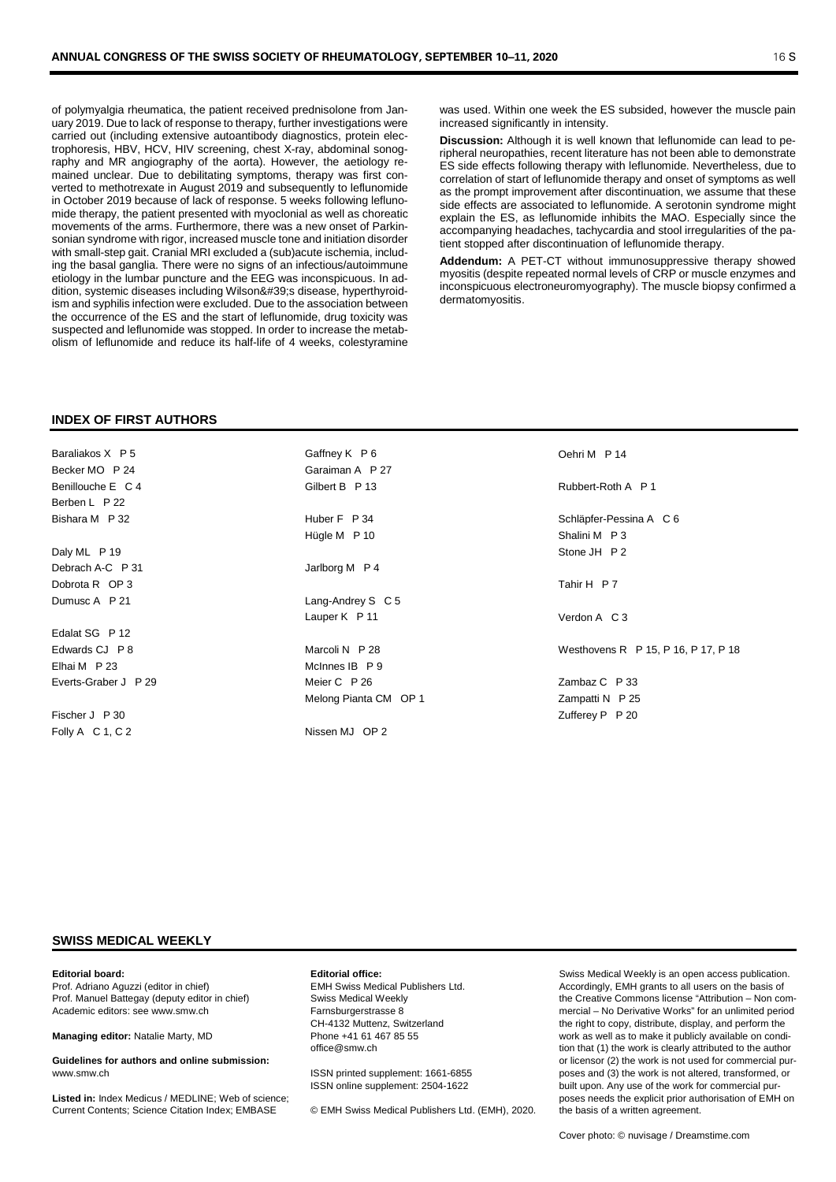of polymyalgia rheumatica, the patient received prednisolone from January 2019. Due to lack of response to therapy, further investigations were carried out (including extensive autoantibody diagnostics, protein electrophoresis, HBV, HCV, HIV screening, chest X-ray, abdominal sonography and MR angiography of the aorta). However, the aetiology remained unclear. Due to debilitating symptoms, therapy was first converted to methotrexate in August 2019 and subsequently to leflunomide in October 2019 because of lack of response. 5 weeks following leflunomide therapy, the patient presented with myoclonial as well as choreatic movements of the arms. Furthermore, there was a new onset of Parkinsonian syndrome with rigor, increased muscle tone and initiation disorder with small-step gait. Cranial MRI excluded a (sub)acute ischemia, including the basal ganglia. There were no signs of an infectious/autoimmune etiology in the lumbar puncture and the EEG was inconspicuous. In addition, systemic diseases including Wilson&#39;s disease, hyperthyroidism and syphilis infection were excluded. Due to the association between the occurrence of the ES and the start of leflunomide, drug toxicity was suspected and leflunomide was stopped. In order to increase the metabolism of leflunomide and reduce its half-life of 4 weeks, colestyramine was used. Within one week the ES subsided, however the muscle pain increased significantly in intensity.

**Discussion:** Although it is well known that leflunomide can lead to peripheral neuropathies, recent literature has not been able to demonstrate ES side effects following therapy with leflunomide. Nevertheless, due to correlation of start of leflunomide therapy and onset of symptoms as well as the prompt improvement after discontinuation, we assume that these side effects are associated to leflunomide. A serotonin syndrome might explain the ES, as leflunomide inhibits the MAO. Especially since the accompanying headaches, tachycardia and stool irregularities of the patient stopped after discontinuation of leflunomide therapy.

**Addendum:** A PET-CT without immunosuppressive therapy showed myositis (despite repeated normal levels of CRP or muscle enzymes and inconspicuous electroneuromyography). The muscle biopsy confirmed a dermatomyositis.

## INDEX OF FIRST AUTHORS

Baraliakos X P 5
Becker MO P 24
Benillouche E C 4
Berben L P 22
Bishara M P 32

Daly ML P 19
Debrach A-C P 31
Dobrota R OP 3
Dumusc A P 21

Edalat SG P 12
Edwards CJ P 8
Elhai M P 23
Everts-Graber J P 29

Fischer J P 30
Folly A C 1, C 2

Gaffney K P 6
Garaiman A P 27
Gilbert B P 13

Huber F P 34
Hügle M P 10

Jarlborg M P 4

Lang-Andrey S C 5
Lauper K P 11

Marcoli N P 28
McInnes IB P 9
Meier C P 26
Melong Pianta CM OP 1

Nissen MJ OP 2

Oehri M P 14

Rubbert-Roth A P 1

Schläpfer-Pessina A C 6
Shalini M P 3
Stone JH P 2

Tahir H P 7

Verdon A C 3

Westhovens R P 15, P 16, P 17, P 18

Zambaz C P 33
Zampatti N P 25
Zufferey P P 20

## SWISS MEDICAL WEEKLY

**Editorial board:**
Prof. Adriano Aguzzi (editor in chief)
Prof. Manuel Battegay (deputy editor in chief)
Academic editors: see www.smw.ch

**Managing editor:** Natalie Marty, MD

**Guidelines for authors and online submission:**
www.smw.ch

**Listed in:** Index Medicus / MEDLINE; Web of science; Current Contents; Science Citation Index; EMBASE

**Editorial office:**
EMH Swiss Medical Publishers Ltd.
Swiss Medical Weekly
Farnsburgerstrasse 8
CH-4132 Muttenz, Switzerland
Phone +41 61 467 85 55
office@smw.ch

ISSN printed supplement: 1661-6855
ISSN online supplement: 2504-1622

© EMH Swiss Medical Publishers Ltd. (EMH), 2020.

Swiss Medical Weekly is an open access publication. Accordingly, EMH grants to all users on the basis of the Creative Commons license "Attribution – Non commercial – No Derivative Works" for an unlimited period the right to copy, distribute, display, and perform the work as well as to make it publicly available on condition that (1) the work is clearly attributed to the author or licensor (2) the work is not used for commercial purposes and (3) the work is not altered, transformed, or built upon. Any use of the work for commercial purposes needs the explicit prior authorisation of EMH on the basis of a written agreement.

Cover photo: © nuvisage / Dreamstime.com